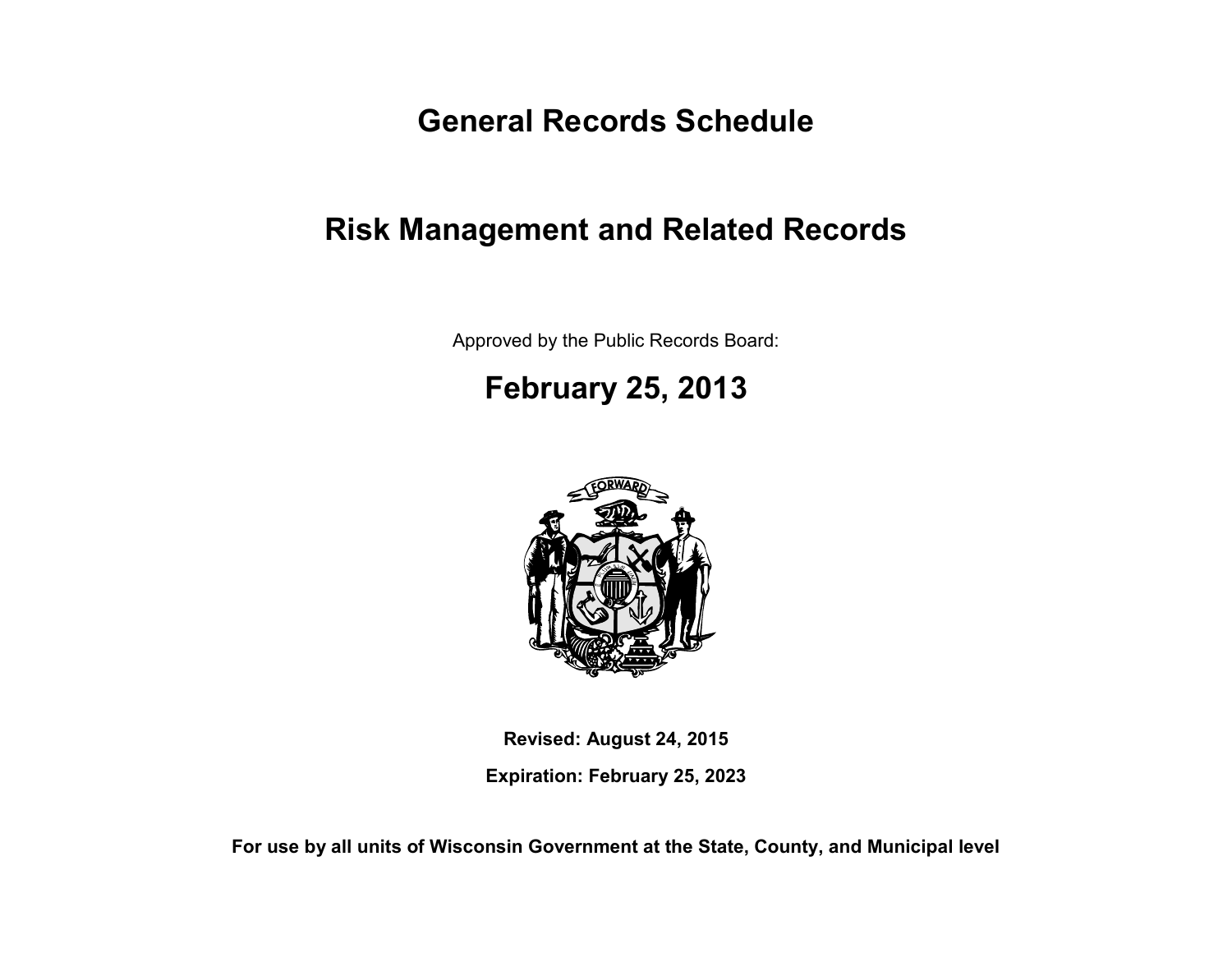# General Records Schedule

## Risk Management and Related Records

Approved by the Public Records Board:

**February 25, 2013**

**Revised: August 24, 2015**

**Expiration: February 25, 2023**

**For use by all units of Wisconsin Government at the State, County, and Municipal level**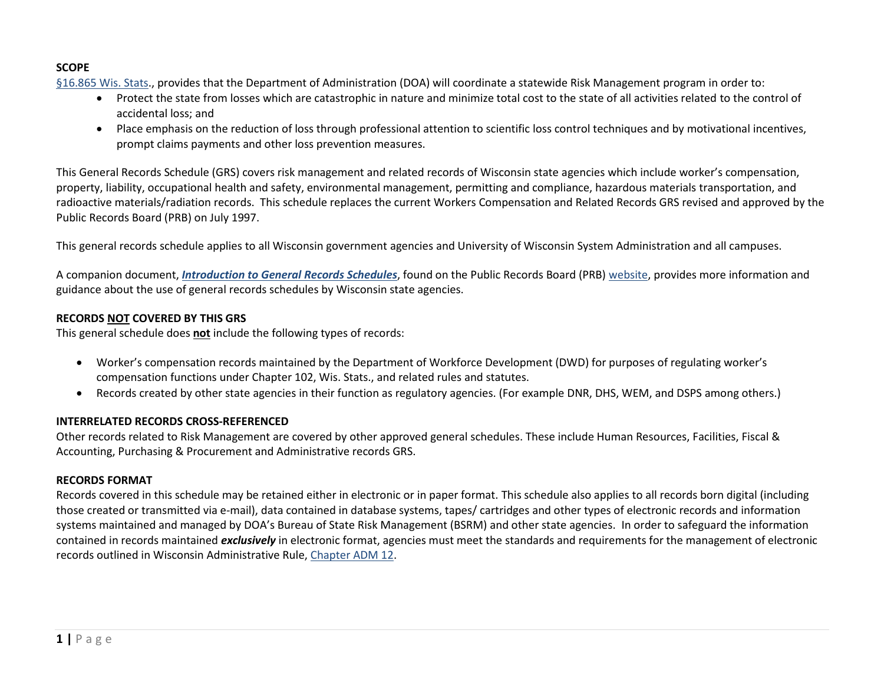## SCOPE

§16.865 Wis. Stats., provides that the Department of Administration (DOA) will coordinate a statewide Risk Management program in order to:

- Protect the state from losses which are catastrophic in nature and minimize total cost to the state of all activities related to the control of accidental loss; and
- Place emphasis on the reduction of loss through professional attention to scientific loss control techniques and by motivational incentives, prompt claims payments and other loss prevention measures.

This General Records Schedule (GRS) covers risk management and related records of Wisconsin state agencies which include worker's compensation, property, liability, occupational health and safety, environmental management, permitting and compliance, hazardous materials transportation, and radioactive materials/radiation records. This schedule replaces the current Workers Compensation and Related Records GRS revised and approved by the Public Records Board (PRB) on July 1997.

This general records schedule applies to all Wisconsin government agencies and University of Wisconsin System Administration and all campuses.

A companion document, ***Introduction to General Records Schedules***, found on the Public Records Board (PRB) website, provides more information and guidance about the use of general records schedules by Wisconsin state agencies.

## RECORDS NOT COVERED BY THIS GRS

This general schedule does **not** include the following types of records:

- Worker's compensation records maintained by the Department of Workforce Development (DWD) for purposes of regulating worker's compensation functions under Chapter 102, Wis. Stats., and related rules and statutes.
- Records created by other state agencies in their function as regulatory agencies. (For example DNR, DHS, WEM, and DSPS among others.)

## INTERRELATED RECORDS CROSS-REFERENCED

Other records related to Risk Management are covered by other approved general schedules. These include Human Resources, Facilities, Fiscal & Accounting, Purchasing & Procurement and Administrative records GRS.

## RECORDS FORMAT

Records covered in this schedule may be retained either in electronic or in paper format. This schedule also applies to all records born digital (including those created or transmitted via e-mail), data contained in database systems, tapes/ cartridges and other types of electronic records and information systems maintained and managed by DOA's Bureau of State Risk Management (BSRM) and other state agencies. In order to safeguard the information contained in records maintained ***exclusively*** in electronic format, agencies must meet the standards and requirements for the management of electronic records outlined in Wisconsin Administrative Rule, Chapter ADM 12.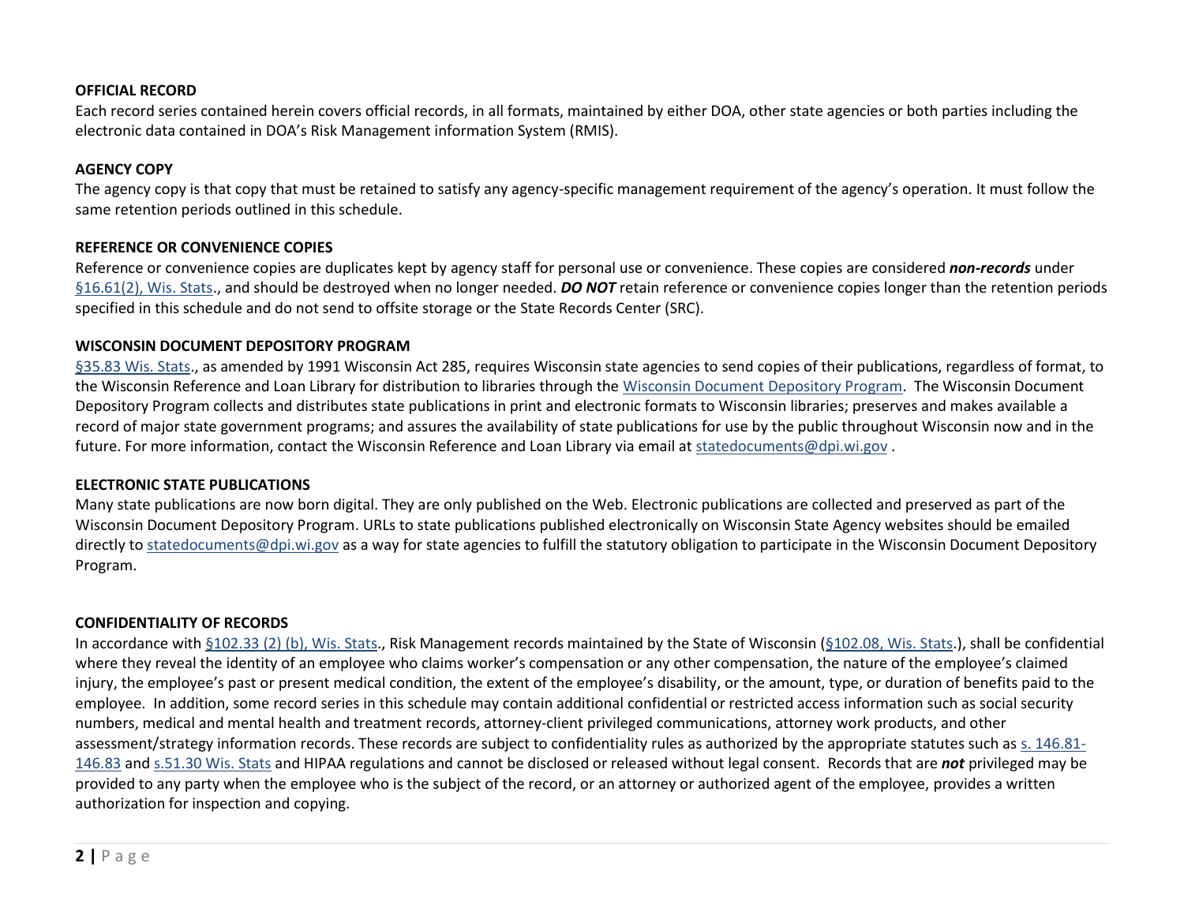### OFFICIAL RECORD

Each record series contained herein covers official records, in all formats, maintained by either DOA, other state agencies or both parties including the electronic data contained in DOA's Risk Management information System (RMIS).

### AGENCY COPY

The agency copy is that copy that must be retained to satisfy any agency-specific management requirement of the agency's operation. It must follow the same retention periods outlined in this schedule.

### REFERENCE OR CONVENIENCE COPIES

Reference or convenience copies are duplicates kept by agency staff for personal use or convenience. These copies are considered ***non-records*** under §16.61(2), Wis. Stats., and should be destroyed when no longer needed. ***DO NOT*** retain reference or convenience copies longer than the retention periods specified in this schedule and do not send to offsite storage or the State Records Center (SRC).

### WISCONSIN DOCUMENT DEPOSITORY PROGRAM

§35.83 Wis. Stats., as amended by 1991 Wisconsin Act 285, requires Wisconsin state agencies to send copies of their publications, regardless of format, to the Wisconsin Reference and Loan Library for distribution to libraries through the Wisconsin Document Depository Program. The Wisconsin Document Depository Program collects and distributes state publications in print and electronic formats to Wisconsin libraries; preserves and makes available a record of major state government programs; and assures the availability of state publications for use by the public throughout Wisconsin now and in the future. For more information, contact the Wisconsin Reference and Loan Library via email at statedocuments@dpi.wi.gov .

### ELECTRONIC STATE PUBLICATIONS

Many state publications are now born digital. They are only published on the Web. Electronic publications are collected and preserved as part of the Wisconsin Document Depository Program. URLs to state publications published electronically on Wisconsin State Agency websites should be emailed directly to statedocuments@dpi.wi.gov as a way for state agencies to fulfill the statutory obligation to participate in the Wisconsin Document Depository Program.

### CONFIDENTIALITY OF RECORDS

In accordance with §102.33 (2) (b), Wis. Stats., Risk Management records maintained by the State of Wisconsin (§102.08, Wis. Stats.), shall be confidential where they reveal the identity of an employee who claims worker's compensation or any other compensation, the nature of the employee's claimed injury, the employee's past or present medical condition, the extent of the employee's disability, or the amount, type, or duration of benefits paid to the employee. In addition, some record series in this schedule may contain additional confidential or restricted access information such as social security numbers, medical and mental health and treatment records, attorney-client privileged communications, attorney work products, and other assessment/strategy information records. These records are subject to confidentiality rules as authorized by the appropriate statutes such as s. 146.81-146.83 and s.51.30 Wis. Stats and HIPAA regulations and cannot be disclosed or released without legal consent. Records that are ***not*** privileged may be provided to any party when the employee who is the subject of the record, or an attorney or authorized agent of the employee, provides a written authorization for inspection and copying.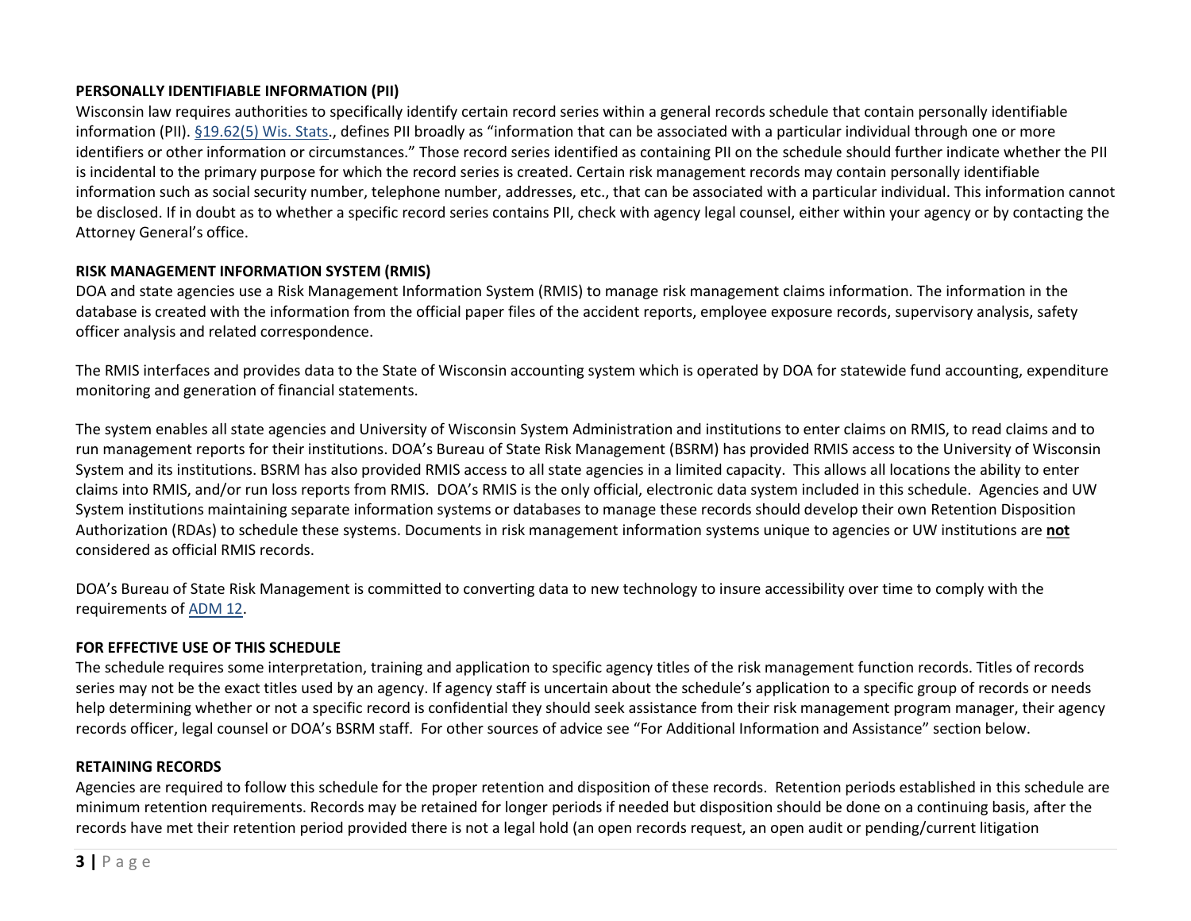**PERSONALLY IDENTIFIABLE INFORMATION (PII)**

Wisconsin law requires authorities to specifically identify certain record series within a general records schedule that contain personally identifiable information (PII). §19.62(5) Wis. Stats., defines PII broadly as "information that can be associated with a particular individual through one or more identifiers or other information or circumstances." Those record series identified as containing PII on the schedule should further indicate whether the PII is incidental to the primary purpose for which the record series is created. Certain risk management records may contain personally identifiable information such as social security number, telephone number, addresses, etc., that can be associated with a particular individual. This information cannot be disclosed. If in doubt as to whether a specific record series contains PII, check with agency legal counsel, either within your agency or by contacting the Attorney General's office.

**RISK MANAGEMENT INFORMATION SYSTEM (RMIS)**

DOA and state agencies use a Risk Management Information System (RMIS) to manage risk management claims information. The information in the database is created with the information from the official paper files of the accident reports, employee exposure records, supervisory analysis, safety officer analysis and related correspondence.

The RMIS interfaces and provides data to the State of Wisconsin accounting system which is operated by DOA for statewide fund accounting, expenditure monitoring and generation of financial statements.

The system enables all state agencies and University of Wisconsin System Administration and institutions to enter claims on RMIS, to read claims and to run management reports for their institutions. DOA's Bureau of State Risk Management (BSRM) has provided RMIS access to the University of Wisconsin System and its institutions. BSRM has also provided RMIS access to all state agencies in a limited capacity. This allows all locations the ability to enter claims into RMIS, and/or run loss reports from RMIS. DOA's RMIS is the only official, electronic data system included in this schedule. Agencies and UW System institutions maintaining separate information systems or databases to manage these records should develop their own Retention Disposition Authorization (RDAs) to schedule these systems. Documents in risk management information systems unique to agencies or UW institutions are **not** considered as official RMIS records.

DOA's Bureau of State Risk Management is committed to converting data to new technology to insure accessibility over time to comply with the requirements of ADM 12.

**FOR EFFECTIVE USE OF THIS SCHEDULE**

The schedule requires some interpretation, training and application to specific agency titles of the risk management function records. Titles of records series may not be the exact titles used by an agency. If agency staff is uncertain about the schedule's application to a specific group of records or needs help determining whether or not a specific record is confidential they should seek assistance from their risk management program manager, their agency records officer, legal counsel or DOA's BSRM staff. For other sources of advice see "For Additional Information and Assistance" section below.

**RETAINING RECORDS**

Agencies are required to follow this schedule for the proper retention and disposition of these records. Retention periods established in this schedule are minimum retention requirements. Records may be retained for longer periods if needed but disposition should be done on a continuing basis, after the records have met their retention period provided there is not a legal hold (an open records request, an open audit or pending/current litigation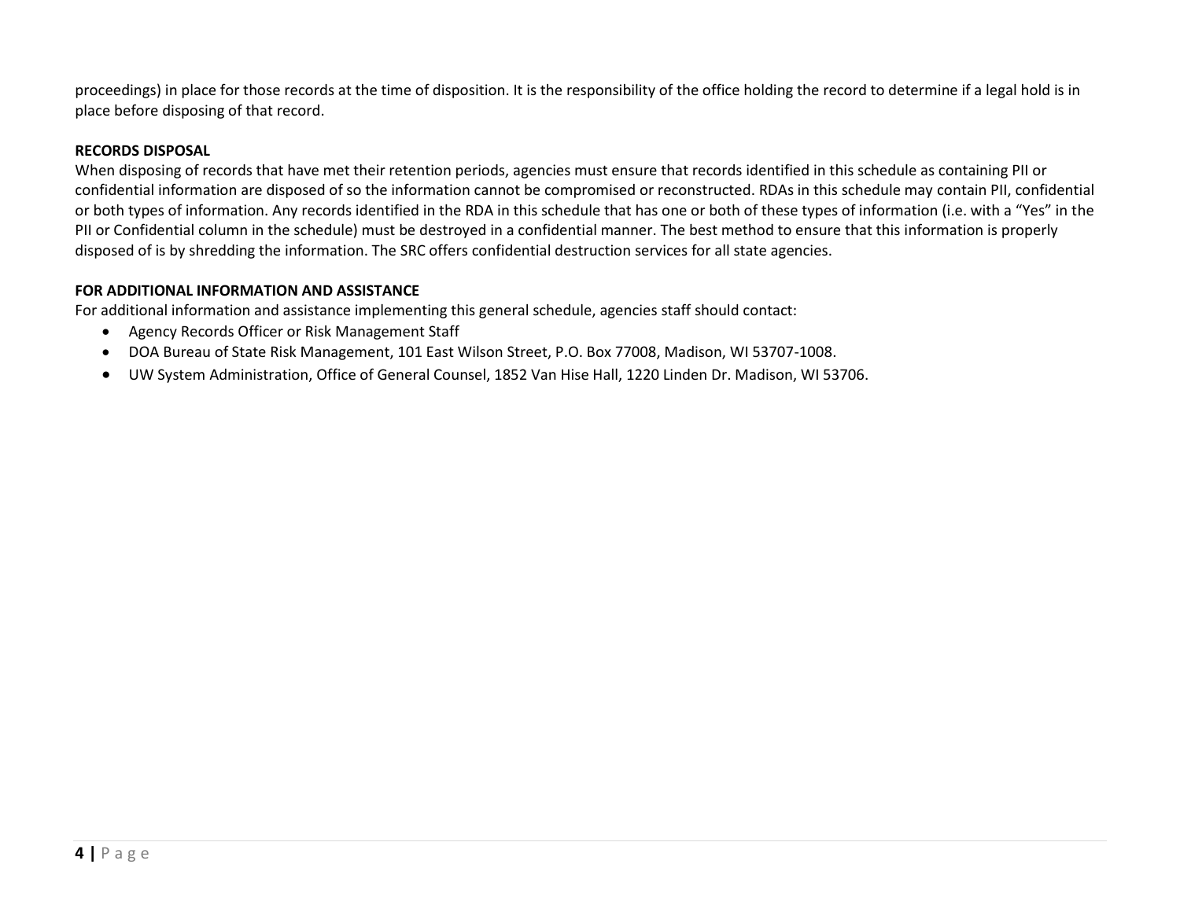proceedings) in place for those records at the time of disposition. It is the responsibility of the office holding the record to determine if a legal hold is in place before disposing of that record.

**RECORDS DISPOSAL**

When disposing of records that have met their retention periods, agencies must ensure that records identified in this schedule as containing PII or confidential information are disposed of so the information cannot be compromised or reconstructed. RDAs in this schedule may contain PII, confidential or both types of information. Any records identified in the RDA in this schedule that has one or both of these types of information (i.e. with a "Yes" in the PII or Confidential column in the schedule) must be destroyed in a confidential manner. The best method to ensure that this information is properly disposed of is by shredding the information. The SRC offers confidential destruction services for all state agencies.

**FOR ADDITIONAL INFORMATION AND ASSISTANCE**

For additional information and assistance implementing this general schedule, agencies staff should contact:

- Agency Records Officer or Risk Management Staff
- DOA Bureau of State Risk Management, 101 East Wilson Street, P.O. Box 77008, Madison, WI 53707-1008.
- UW System Administration, Office of General Counsel, 1852 Van Hise Hall, 1220 Linden Dr. Madison, WI 53706.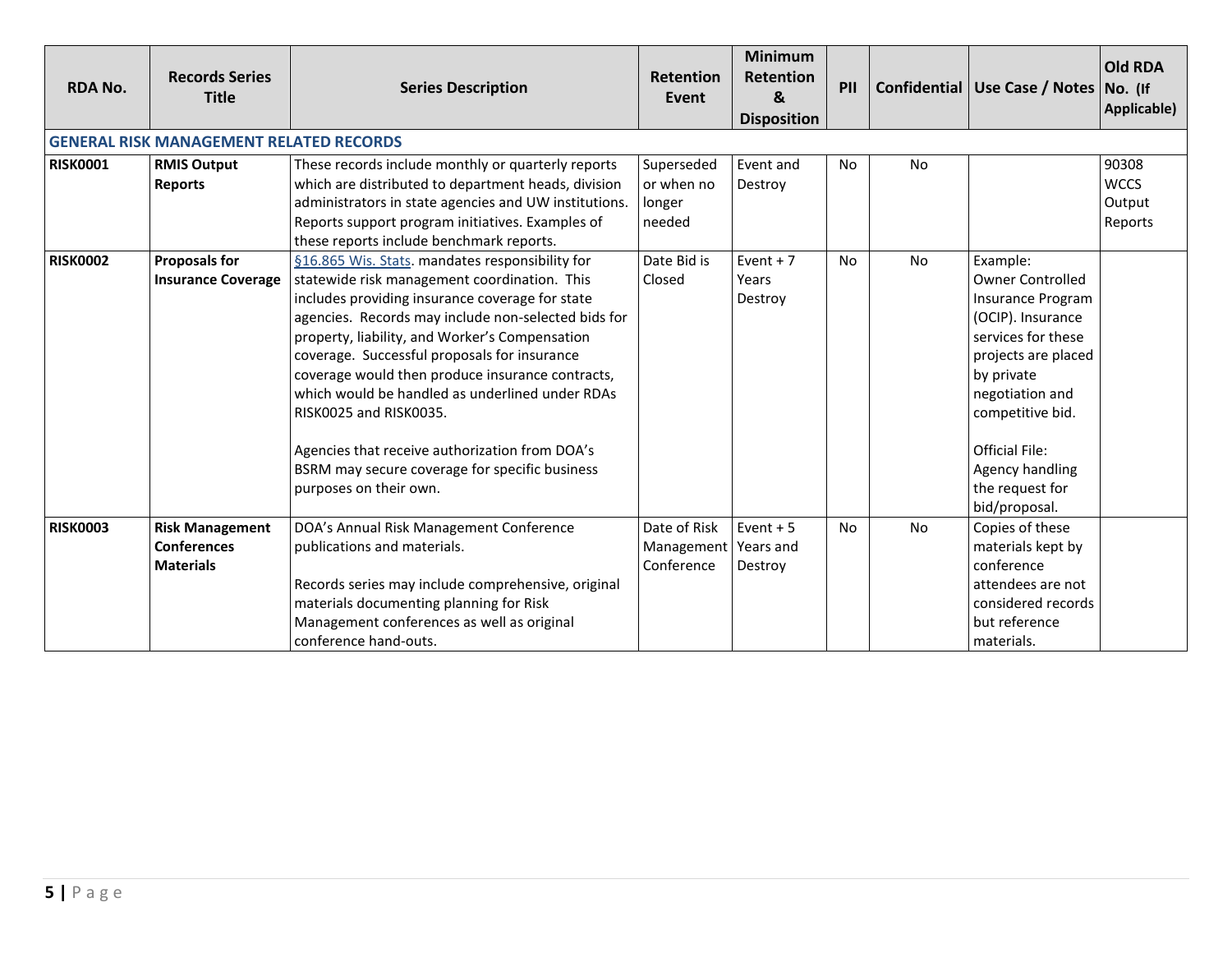| RDA No. | Records Series Title | Series Description | Retention Event | Minimum Retention & Disposition | PII | Confidential | Use Case / Notes | Old RDA No. (If Applicable) |
|---|---|---|---|---|---|---|---|---|
| **GENERAL RISK MANAGEMENT RELATED RECORDS** | | | | | | | | |
| **RISK0001** | **RMIS Output Reports** | These records include monthly or quarterly reports which are distributed to department heads, division administrators in state agencies and UW institutions. Reports support program initiatives. Examples of these reports include benchmark reports. | Superseded or when no longer needed | Event and Destroy | No | No | | 90308 WCCS Output Reports |
| **RISK0002** | **Proposals for Insurance Coverage** | §16.865 Wis. Stats. mandates responsibility for statewide risk management coordination. This includes providing insurance coverage for state agencies. Records may include non-selected bids for property, liability, and Worker's Compensation coverage. Successful proposals for insurance coverage would then produce insurance contracts, which would be handled as underlined under RDAs RISK0025 and RISK0035.<br><br>Agencies that receive authorization from DOA's BSRM may secure coverage for specific business purposes on their own. | Date Bid is Closed | Event + 7 Years Destroy | No | No | Example: Owner Controlled Insurance Program (OCIP). Insurance services for these projects are placed by private negotiation and competitive bid.<br><br>Official File: Agency handling the request for bid/proposal. | |
| **RISK0003** | **Risk Management Conferences Materials** | DOA's Annual Risk Management Conference publications and materials.<br><br>Records series may include comprehensive, original materials documenting planning for Risk Management conferences as well as original conference hand-outs. | Date of Risk Management Conference | Event + 5 Years and Destroy | No | No | Copies of these materials kept by conference attendees are not considered records but reference materials. | |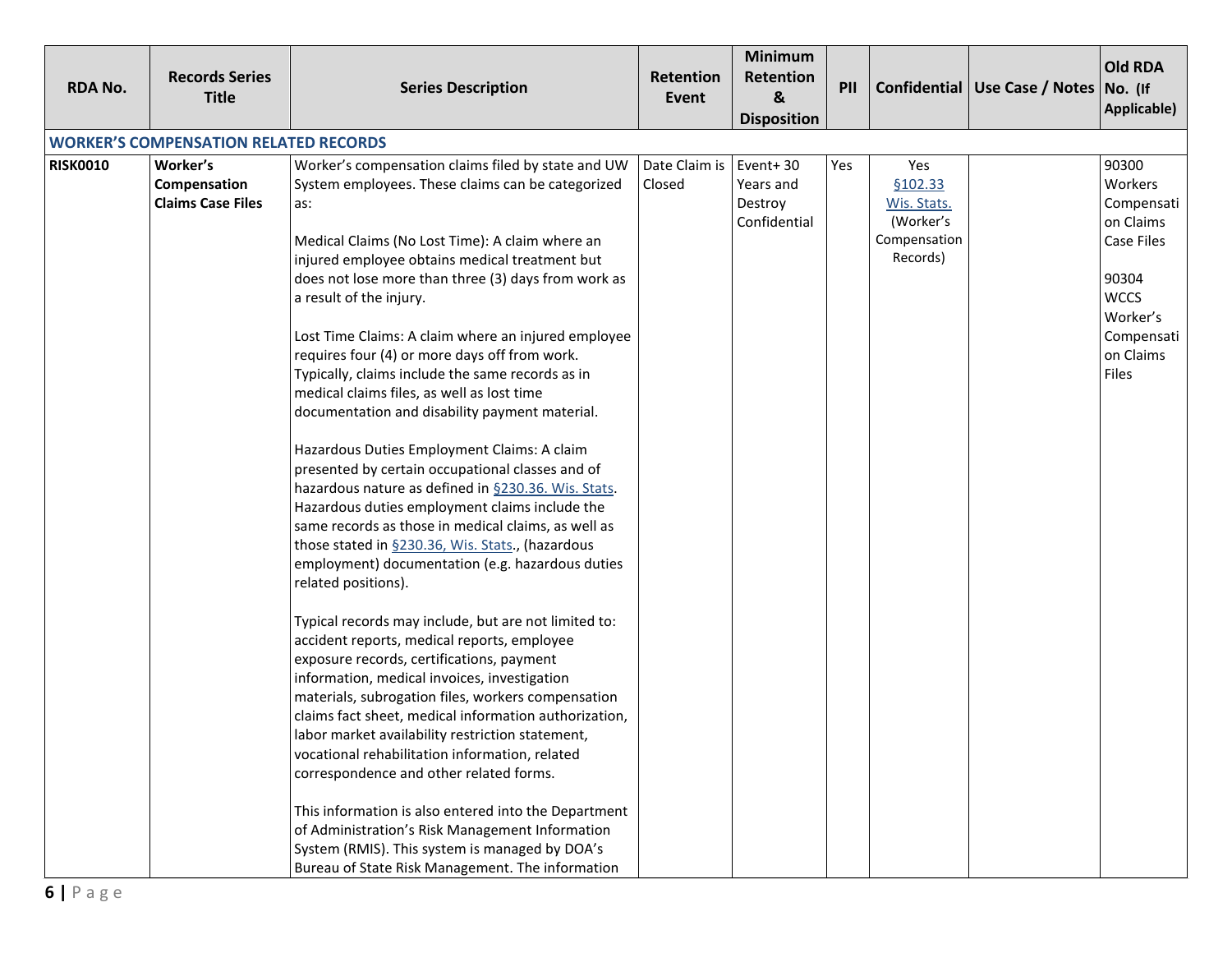| RDA No. | Records Series Title | Series Description | Retention Event | Minimum Retention & Disposition | PII | Confidential | Use Case / Notes | Old RDA No. (If Applicable) |
|---|---|---|---|---|---|---|---|---|
| **WORKER'S COMPENSATION RELATED RECORDS** | | | | | | | | |
| **RISK0010** | **Worker's Compensation Claims Case Files** | Worker's compensation claims filed by state and UW System employees. These claims can be categorized as:<br><br>Medical Claims (No Lost Time): A claim where an injured employee obtains medical treatment but does not lose more than three (3) days from work as a result of the injury.<br><br>Lost Time Claims: A claim where an injured employee requires four (4) or more days off from work. Typically, claims include the same records as in medical claims files, as well as lost time documentation and disability payment material.<br><br>Hazardous Duties Employment Claims: A claim presented by certain occupational classes and of hazardous nature as defined in §230.36. Wis. Stats. Hazardous duties employment claims include the same records as those in medical claims, as well as those stated in §230.36, Wis. Stats., (hazardous employment) documentation (e.g. hazardous duties related positions).<br><br>Typical records may include, but are not limited to: accident reports, medical reports, employee exposure records, certifications, payment information, medical invoices, investigation materials, subrogation files, workers compensation claims fact sheet, medical information authorization, labor market availability restriction statement, vocational rehabilitation information, related correspondence and other related forms.<br><br>This information is also entered into the Department of Administration's Risk Management Information System (RMIS). This system is managed by DOA's Bureau of State Risk Management. The information | Date Claim is Closed | Event+ 30 Years and Destroy Confidential | Yes | Yes §102.33 Wis. Stats. (Worker's Compensation Records) | | 90300 Workers Compensation Claims Case Files<br><br>90304 WCCS Worker's Compensation Claims Files |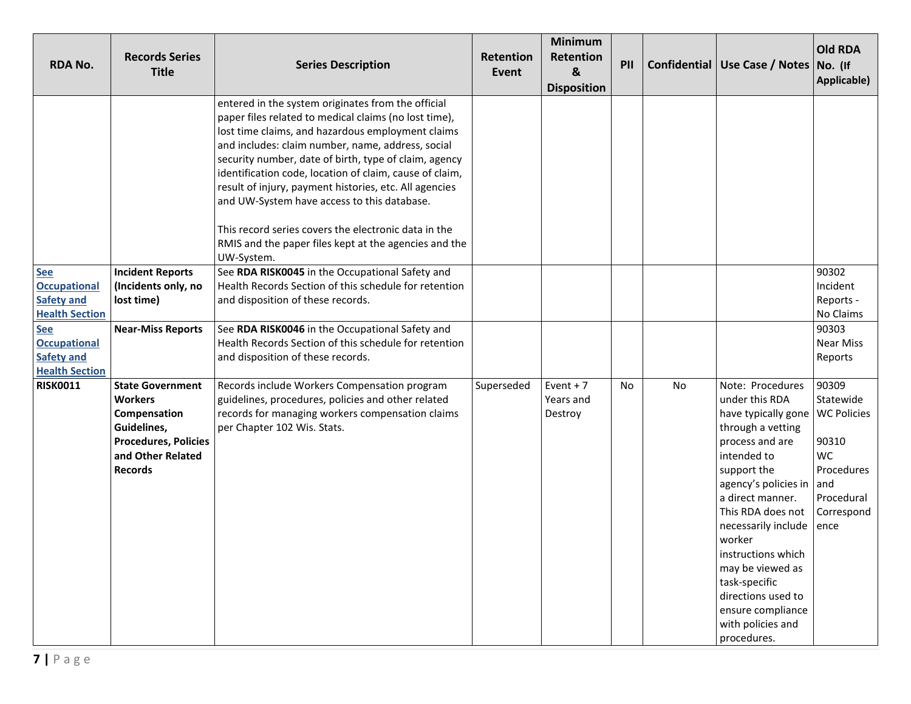| RDA No. | Records Series Title | Series Description | Retention Event | Minimum Retention & Disposition | PII | Confidential | Use Case / Notes | Old RDA No. (If Applicable) |
|---|---|---|---|---|---|---|---|---|
| | | entered in the system originates from the official paper files related to medical claims (no lost time), lost time claims, and hazardous employment claims and includes: claim number, name, address, social security number, date of birth, type of claim, agency identification code, location of claim, cause of claim, result of injury, payment histories, etc. All agencies and UW-System have access to this database.<br><br>This record series covers the electronic data in the RMIS and the paper files kept at the agencies and the UW-System. | | | | | | |
| See Occupational Safety and Health Section | **Incident Reports (Incidents only, no lost time)** | See **RDA RISK0045** in the Occupational Safety and Health Records Section of this schedule for retention and disposition of these records. | | | | | | 90302 Incident Reports - No Claims |
| See Occupational Safety and Health Section | **Near-Miss Reports** | See **RDA RISK0046** in the Occupational Safety and Health Records Section of this schedule for retention and disposition of these records. | | | | | | 90303 Near Miss Reports |
| **RISK0011** | **State Government Workers Compensation Guidelines, Procedures, Policies and Other Related Records** | Records include Workers Compensation program guidelines, procedures, policies and other related records for managing workers compensation claims per Chapter 102 Wis. Stats. | Superseded | Event + 7 Years and Destroy | No | No | Note: Procedures under this RDA have typically gone through a vetting process and are intended to support the agency's policies in a direct manner. This RDA does not necessarily include worker instructions which may be viewed as task-specific directions used to ensure compliance with policies and procedures. | 90309 Statewide WC Policies<br><br>90310 WC Procedures and Procedural Correspondence |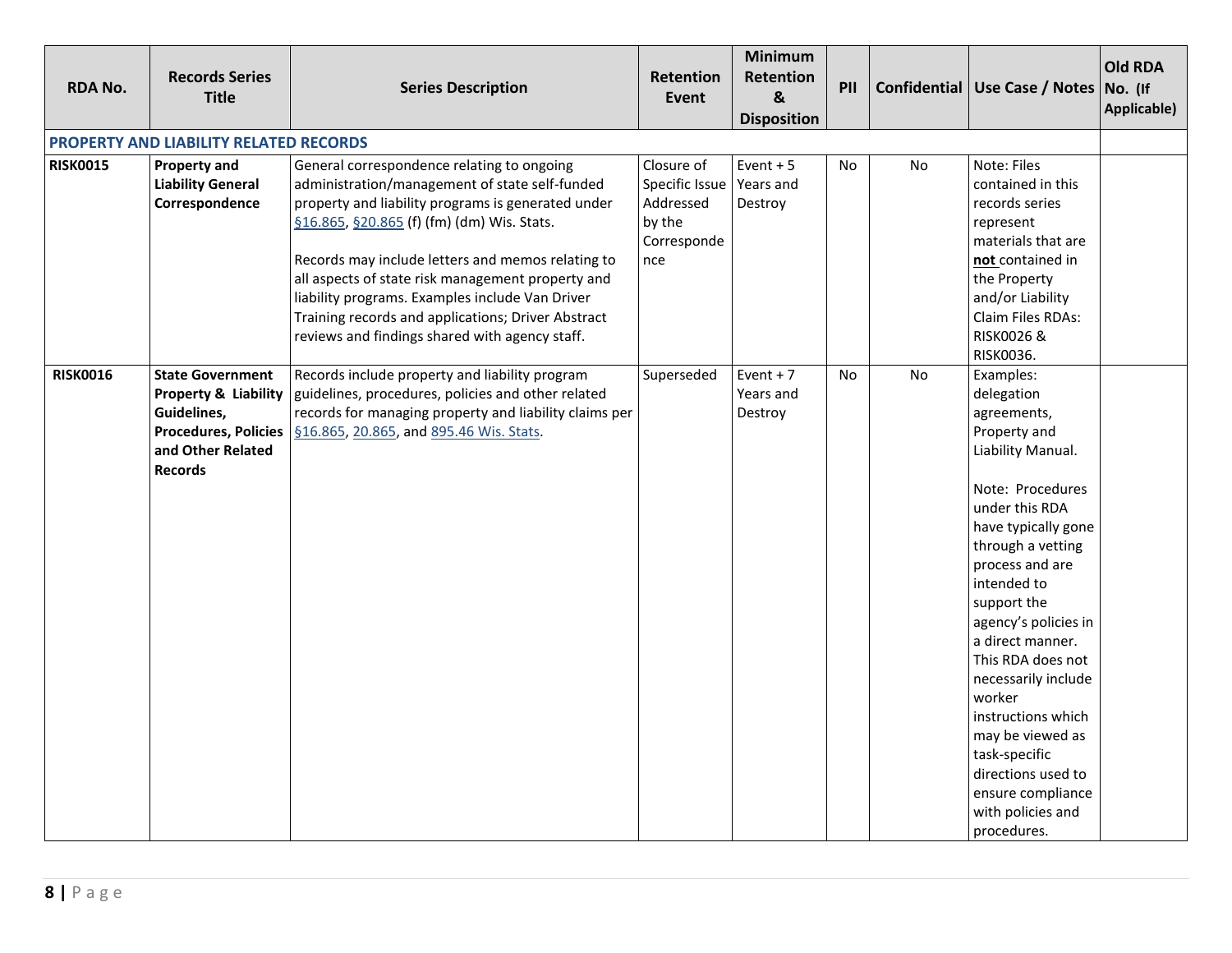| RDA No. | Records Series Title | Series Description | Retention Event | Minimum Retention & Disposition | PII | Confidential | Use Case / Notes | Old RDA No. (If Applicable) |
|---|---|---|---|---|---|---|---|---|
| **PROPERTY AND LIABILITY RELATED RECORDS** | | | | | | | | |
| **RISK0015** | **Property and Liability General Correspondence** | General correspondence relating to ongoing administration/management of state self-funded property and liability programs is generated under §16.865, §20.865 (f) (fm) (dm) Wis. Stats.<br><br>Records may include letters and memos relating to all aspects of state risk management property and liability programs. Examples include Van Driver Training records and applications; Driver Abstract reviews and findings shared with agency staff. | Closure of Specific Issue Addressed by the Correspondence | Event + 5 Years and Destroy | No | No | Note: Files contained in this records series represent materials that are **not** contained in the Property and/or Liability Claim Files RDAs: RISK0026 & RISK0036. | |
| **RISK0016** | **State Government Property & Liability Guidelines, Procedures, Policies and Other Related Records** | Records include property and liability program guidelines, procedures, policies and other related records for managing property and liability claims per §16.865, 20.865, and 895.46 Wis. Stats. | Superseded | Event + 7 Years and Destroy | No | No | Examples: delegation agreements, Property and Liability Manual.<br><br>Note: Procedures under this RDA have typically gone through a vetting process and are intended to support the agency's policies in a direct manner. This RDA does not necessarily include worker instructions which may be viewed as task-specific directions used to ensure compliance with policies and procedures. | |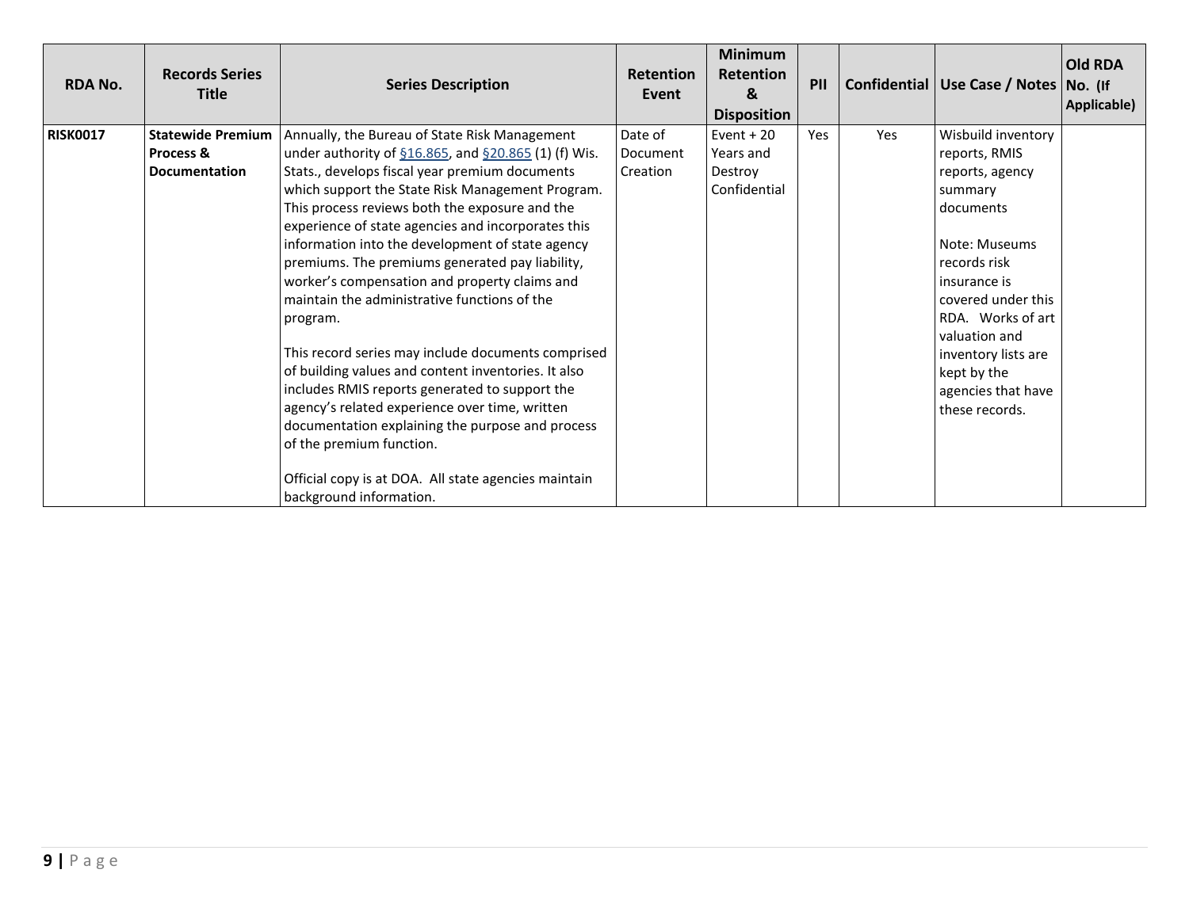| RDA No. | Records Series Title | Series Description | Retention Event | Minimum Retention & Disposition | PII | Confidential | Use Case / Notes | Old RDA No. (If Applicable) |
|---|---|---|---|---|---|---|---|---|
| **RISK0017** | **Statewide Premium Process & Documentation** | Annually, the Bureau of State Risk Management under authority of §16.865, and §20.865 (1) (f) Wis. Stats., develops fiscal year premium documents which support the State Risk Management Program. This process reviews both the exposure and the experience of state agencies and incorporates this information into the development of state agency premiums. The premiums generated pay liability, worker's compensation and property claims and maintain the administrative functions of the program.<br><br>This record series may include documents comprised of building values and content inventories. It also includes RMIS reports generated to support the agency's related experience over time, written documentation explaining the purpose and process of the premium function.<br><br>Official copy is at DOA. All state agencies maintain background information. | Date of Document Creation | Event + 20 Years and Destroy Confidential | Yes | Yes | Wisbuild inventory reports, RMIS reports, agency summary documents<br><br>Note: Museums records risk insurance is covered under this RDA. Works of art valuation and inventory lists are kept by the agencies that have these records. | |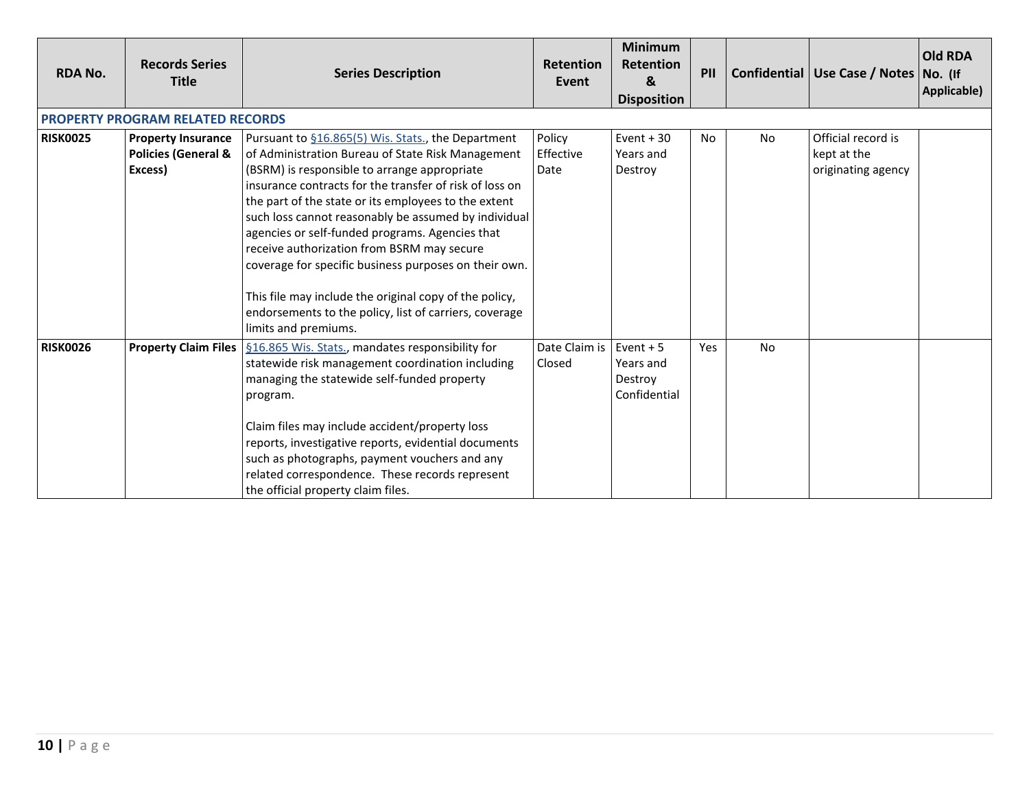| RDA No. | Records Series Title | Series Description | Retention Event | Minimum Retention & Disposition | PII | Confidential | Use Case / Notes | Old RDA No. (If Applicable) |
|---|---|---|---|---|---|---|---|---|
| **PROPERTY PROGRAM RELATED RECORDS** | | | | | | | | |
| **RISK0025** | **Property Insurance Policies (General & Excess)** | Pursuant to §16.865(5) Wis. Stats., the Department of Administration Bureau of State Risk Management (BSRM) is responsible to arrange appropriate insurance contracts for the transfer of risk of loss on the part of the state or its employees to the extent such loss cannot reasonably be assumed by individual agencies or self-funded programs. Agencies that receive authorization from BSRM may secure coverage for specific business purposes on their own.<br><br>This file may include the original copy of the policy, endorsements to the policy, list of carriers, coverage limits and premiums. | Policy Effective Date | Event + 30 Years and Destroy | No | No | Official record is kept at the originating agency | |
| **RISK0026** | **Property Claim Files** | §16.865 Wis. Stats., mandates responsibility for statewide risk management coordination including managing the statewide self-funded property program.<br><br>Claim files may include accident/property loss reports, investigative reports, evidential documents such as photographs, payment vouchers and any related correspondence. These records represent the official property claim files. | Date Claim is Closed | Event + 5 Years and Destroy Confidential | Yes | No | | |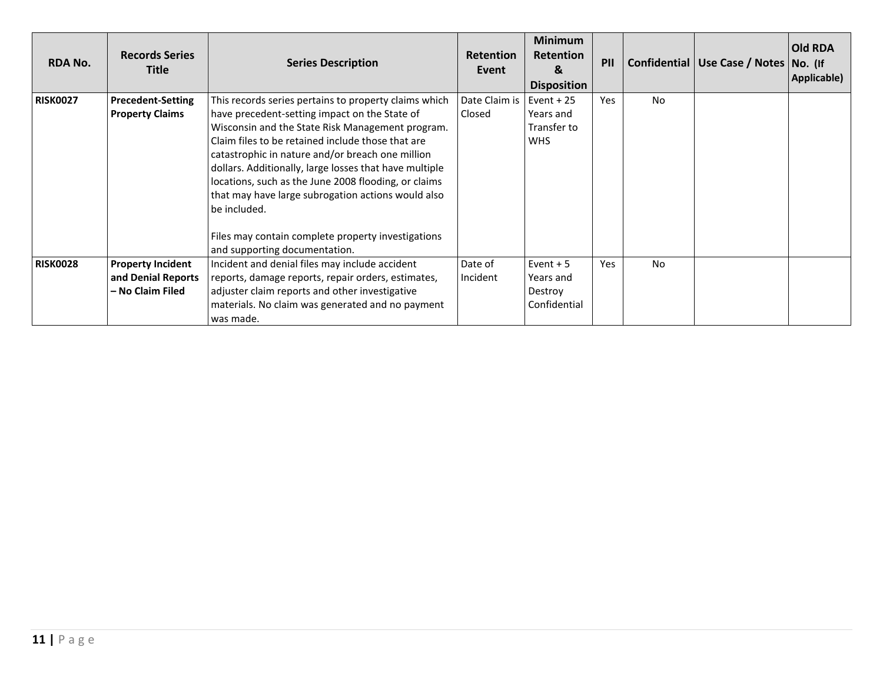| RDA No. | Records Series Title | Series Description | Retention Event | Minimum Retention & Disposition | PII | Confidential | Use Case / Notes | Old RDA No. (If Applicable) |
|---|---|---|---|---|---|---|---|---|
| **RISK0027** | **Precedent-Setting Property Claims** | This records series pertains to property claims which have precedent-setting impact on the State of Wisconsin and the State Risk Management program. Claim files to be retained include those that are catastrophic in nature and/or breach one million dollars. Additionally, large losses that have multiple locations, such as the June 2008 flooding, or claims that may have large subrogation actions would also be included.<br><br>Files may contain complete property investigations and supporting documentation. | Date Claim is Closed | Event + 25 Years and Transfer to WHS | Yes | No | | |
| **RISK0028** | **Property Incident and Denial Reports – No Claim Filed** | Incident and denial files may include accident reports, damage reports, repair orders, estimates, adjuster claim reports and other investigative materials. No claim was generated and no payment was made. | Date of Incident | Event + 5 Years and Destroy Confidential | Yes | No | | |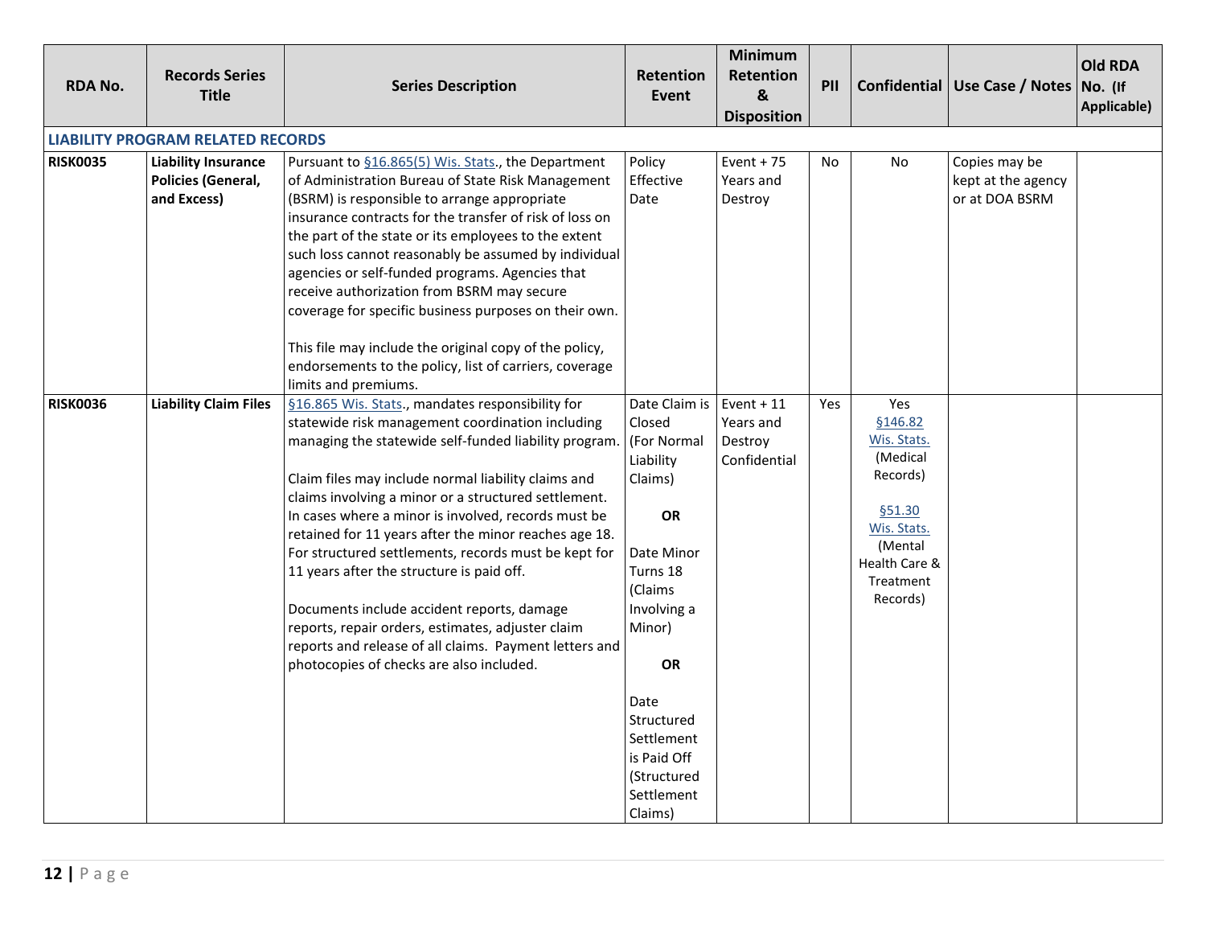| RDA No. | Records Series Title | Series Description | Retention Event | Minimum Retention & Disposition | PII | Confidential | Use Case / Notes | Old RDA No. (If Applicable) |
|---|---|---|---|---|---|---|---|---|
| **LIABILITY PROGRAM RELATED RECORDS** | | | | | | | | |
| **RISK0035** | **Liability Insurance Policies (General, and Excess)** | Pursuant to §16.865(5) Wis. Stats., the Department of Administration Bureau of State Risk Management (BSRM) is responsible to arrange appropriate insurance contracts for the transfer of risk of loss on the part of the state or its employees to the extent such loss cannot reasonably be assumed by individual agencies or self-funded programs. Agencies that receive authorization from BSRM may secure coverage for specific business purposes on their own.<br><br>This file may include the original copy of the policy, endorsements to the policy, list of carriers, coverage limits and premiums. | Policy Effective Date | Event + 75 Years and Destroy | No | No | Copies may be kept at the agency or at DOA BSRM | |
| **RISK0036** | **Liability Claim Files** | §16.865 Wis. Stats., mandates responsibility for statewide risk management coordination including managing the statewide self-funded liability program.<br><br>Claim files may include normal liability claims and claims involving a minor or a structured settlement. In cases where a minor is involved, records must be retained for 11 years after the minor reaches age 18. For structured settlements, records must be kept for 11 years after the structure is paid off.<br><br>Documents include accident reports, damage reports, repair orders, estimates, adjuster claim reports and release of all claims. Payment letters and photocopies of checks are also included. | Date Claim is Closed (For Normal Liability Claims)<br><br>**OR**<br><br>Date Minor Turns 18 (Claims Involving a Minor)<br><br>**OR**<br><br>Date Structured Settlement is Paid Off (Structured Settlement Claims) | Event + 11 Years and Destroy Confidential | Yes | Yes<br>§146.82 Wis. Stats. (Medical Records)<br><br>§51.30 Wis. Stats. (Mental Health Care & Treatment Records) | | |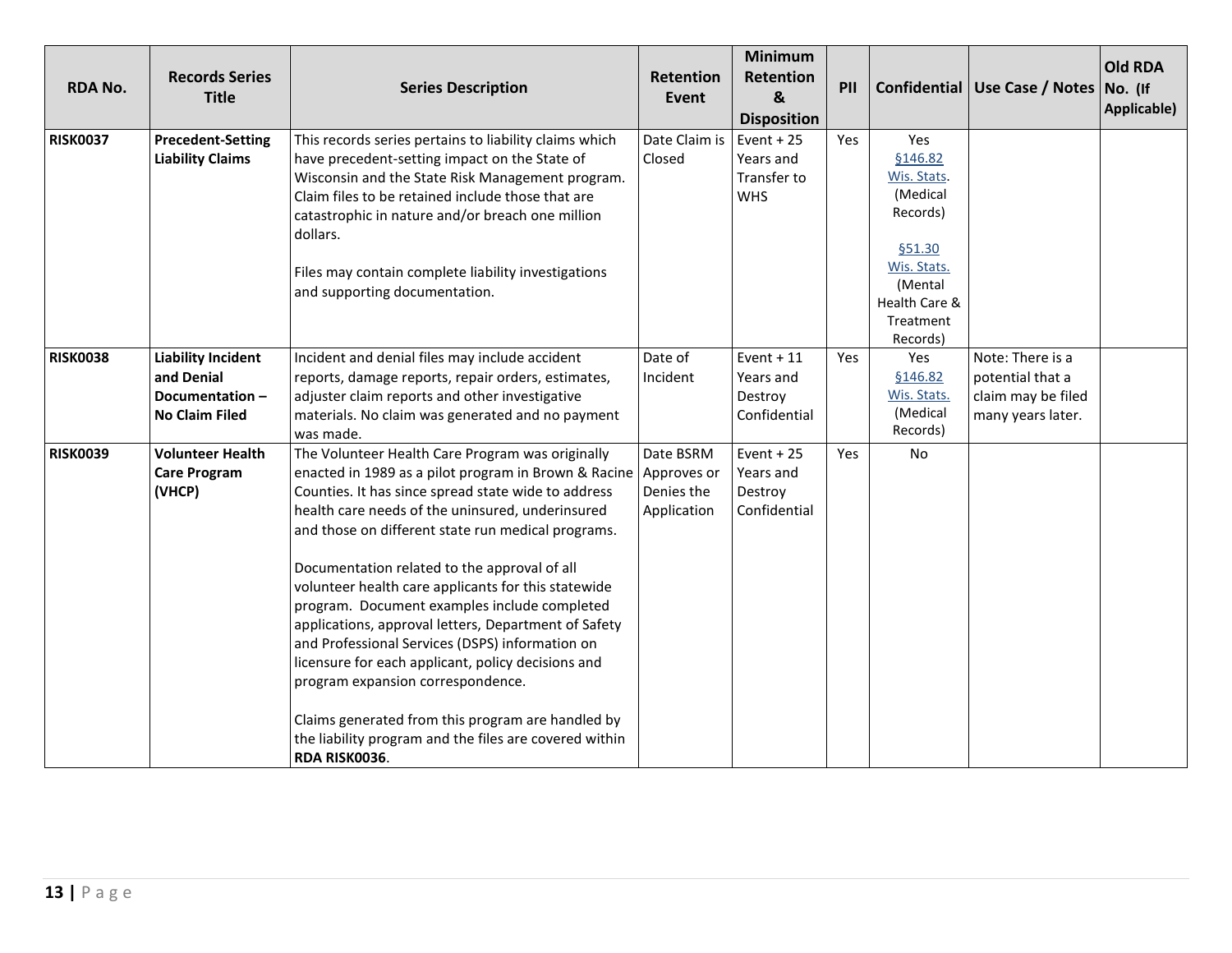| RDA No. | Records Series Title | Series Description | Retention Event | Minimum Retention & Disposition | PII | Confidential | Use Case / Notes | Old RDA No. (If Applicable) |
|---|---|---|---|---|---|---|---|---|
| **RISK0037** | **Precedent-Setting Liability Claims** | This records series pertains to liability claims which have precedent-setting impact on the State of Wisconsin and the State Risk Management program. Claim files to be retained include those that are catastrophic in nature and/or breach one million dollars.<br><br>Files may contain complete liability investigations and supporting documentation. | Date Claim is Closed | Event + 25 Years and Transfer to WHS | Yes | Yes §146.82 Wis. Stats. (Medical Records)<br><br>§51.30 Wis. Stats. (Mental Health Care & Treatment Records) | | |
| **RISK0038** | **Liability Incident and Denial Documentation – No Claim Filed** | Incident and denial files may include accident reports, damage reports, repair orders, estimates, adjuster claim reports and other investigative materials. No claim was generated and no payment was made. | Date of Incident | Event + 11 Years and Destroy Confidential | Yes | Yes §146.82 Wis. Stats. (Medical Records) | Note: There is a potential that a claim may be filed many years later. | |
| **RISK0039** | **Volunteer Health Care Program (VHCP)** | The Volunteer Health Care Program was originally enacted in 1989 as a pilot program in Brown & Racine Counties. It has since spread state wide to address health care needs of the uninsured, underinsured and those on different state run medical programs.<br><br>Documentation related to the approval of all volunteer health care applicants for this statewide program. Document examples include completed applications, approval letters, Department of Safety and Professional Services (DSPS) information on licensure for each applicant, policy decisions and program expansion correspondence.<br><br>Claims generated from this program are handled by the liability program and the files are covered within **RDA RISK0036**. | Date BSRM Approves or Denies the Application | Event + 25 Years and Destroy Confidential | Yes | No | | |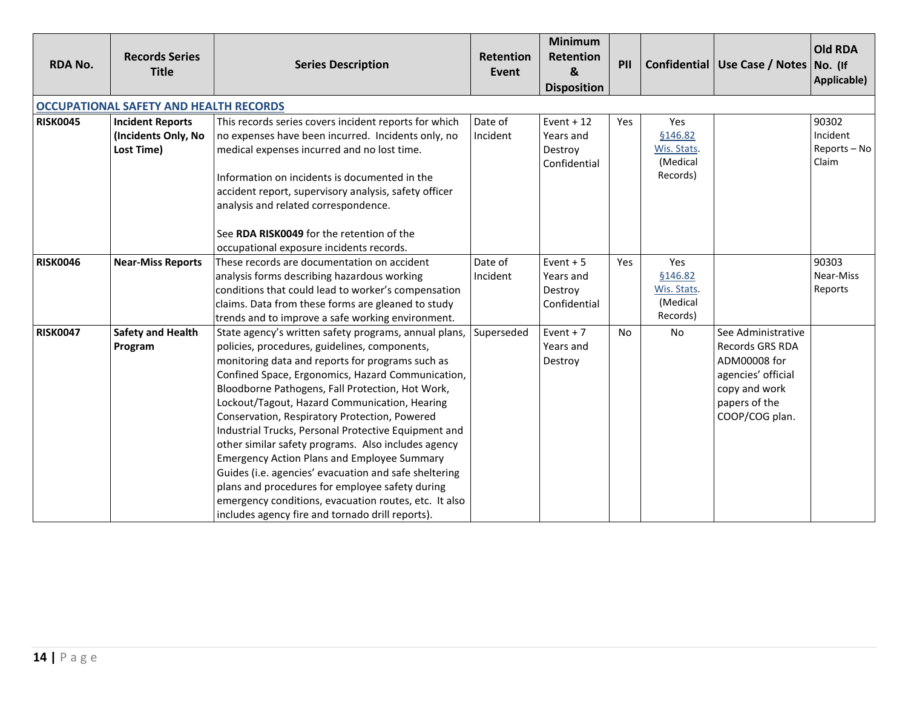| RDA No. | Records Series Title | Series Description | Retention Event | Minimum Retention & Disposition | PII | Confidential | Use Case / Notes | Old RDA No. (If Applicable) |
|---|---|---|---|---|---|---|---|---|
| **OCCUPATIONAL SAFETY AND HEALTH RECORDS** | | | | | | | | |
| **RISK0045** | **Incident Reports (Incidents Only, No Lost Time)** | This records series covers incident reports for which no expenses have been incurred. Incidents only, no medical expenses incurred and no lost time.<br><br>Information on incidents is documented in the accident report, supervisory analysis, safety officer analysis and related correspondence.<br><br>See **RDA RISK0049** for the retention of the occupational exposure incidents records. | Date of Incident | Event + 12 Years and Destroy Confidential | Yes | Yes §146.82 Wis. Stats. (Medical Records) | | 90302 Incident Reports – No Claim |
| **RISK0046** | **Near-Miss Reports** | These records are documentation on accident analysis forms describing hazardous working conditions that could lead to worker's compensation claims. Data from these forms are gleaned to study trends and to improve a safe working environment. | Date of Incident | Event + 5 Years and Destroy Confidential | Yes | Yes §146.82 Wis. Stats. (Medical Records) | | 90303 Near-Miss Reports |
| **RISK0047** | **Safety and Health Program** | State agency's written safety programs, annual plans, policies, procedures, guidelines, components, monitoring data and reports for programs such as Confined Space, Ergonomics, Hazard Communication, Bloodborne Pathogens, Fall Protection, Hot Work, Lockout/Tagout, Hazard Communication, Hearing Conservation, Respiratory Protection, Powered Industrial Trucks, Personal Protective Equipment and other similar safety programs. Also includes agency Emergency Action Plans and Employee Summary Guides (i.e. agencies' evacuation and safe sheltering plans and procedures for employee safety during emergency conditions, evacuation routes, etc. It also includes agency fire and tornado drill reports). | Superseded | Event + 7 Years and Destroy | No | No | See Administrative Records GRS RDA ADM00008 for agencies' official copy and work papers of the COOP/COG plan. | |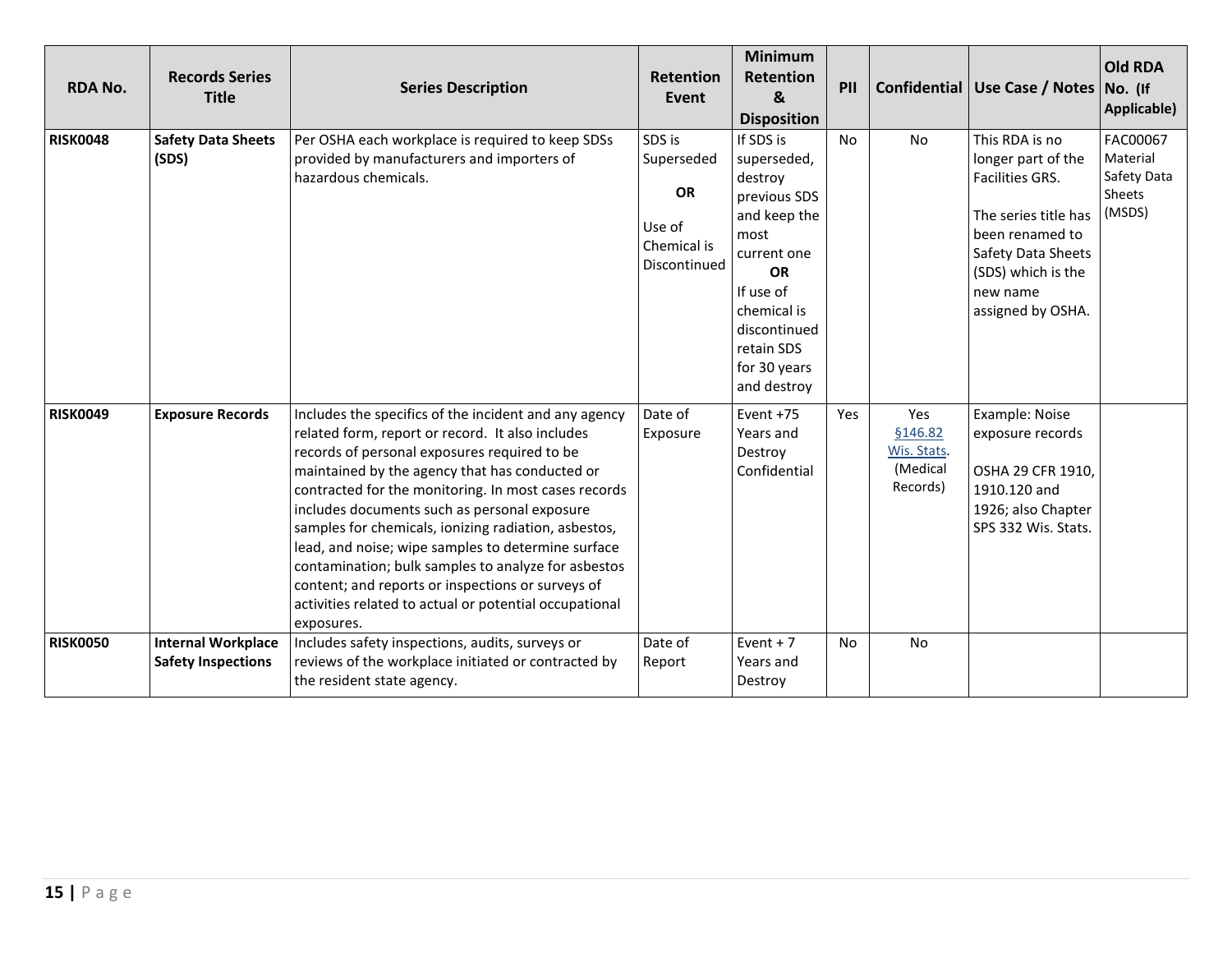| RDA No. | Records Series Title | Series Description | Retention Event | Minimum Retention & Disposition | PII | Confidential | Use Case / Notes | Old RDA No. (If Applicable) |
|---|---|---|---|---|---|---|---|---|
| **RISK0048** | **Safety Data Sheets (SDS)** | Per OSHA each workplace is required to keep SDSs provided by manufacturers and importers of hazardous chemicals. | SDS is Superseded **OR** Use of Chemical is Discontinued | If SDS is superseded, destroy previous SDS and keep the most current one **OR** If use of chemical is discontinued retain SDS for 30 years and destroy | No | No | This RDA is no longer part of the Facilities GRS. The series title has been renamed to Safety Data Sheets (SDS) which is the new name assigned by OSHA. | FAC00067 Material Safety Data Sheets (MSDS) |
| **RISK0049** | **Exposure Records** | Includes the specifics of the incident and any agency related form, report or record. It also includes records of personal exposures required to be maintained by the agency that has conducted or contracted for the monitoring. In most cases records includes documents such as personal exposure samples for chemicals, ionizing radiation, asbestos, lead, and noise; wipe samples to determine surface contamination; bulk samples to analyze for asbestos content; and reports or inspections or surveys of activities related to actual or potential occupational exposures. | Date of Exposure | Event +75 Years and Destroy Confidential | Yes | Yes §146.82 Wis. Stats. (Medical Records) | Example: Noise exposure records OSHA 29 CFR 1910, 1910.120 and 1926; also Chapter SPS 332 Wis. Stats. | |
| **RISK0050** | **Internal Workplace Safety Inspections** | Includes safety inspections, audits, surveys or reviews of the workplace initiated or contracted by the resident state agency. | Date of Report | Event + 7 Years and Destroy | No | No | | |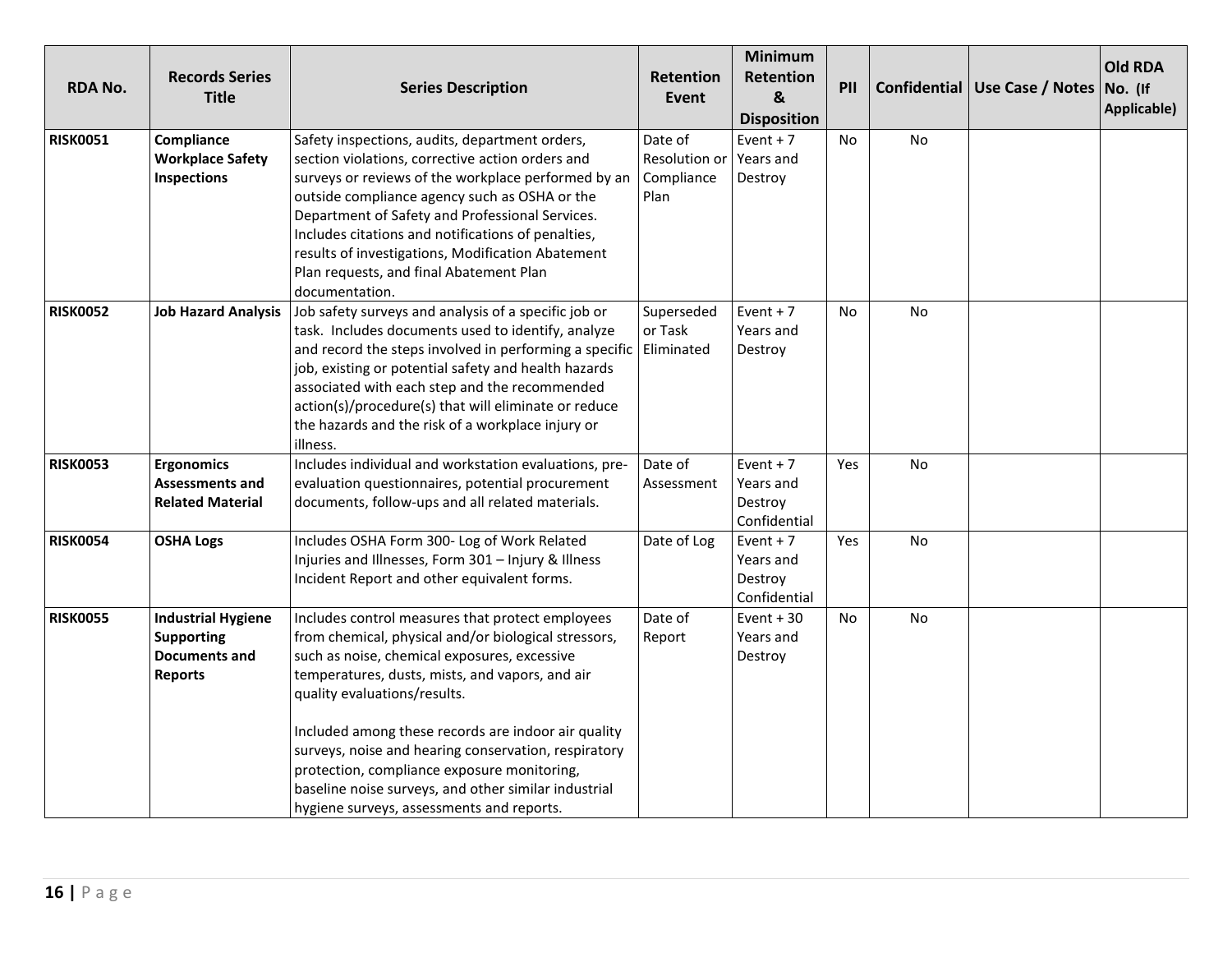| RDA No. | Records Series Title | Series Description | Retention Event | Minimum Retention & Disposition | PII | Confidential | Use Case / Notes | Old RDA No. (If Applicable) |
|---|---|---|---|---|---|---|---|---|
| **RISK0051** | **Compliance Workplace Safety Inspections** | Safety inspections, audits, department orders, section violations, corrective action orders and surveys or reviews of the workplace performed by an outside compliance agency such as OSHA or the Department of Safety and Professional Services. Includes citations and notifications of penalties, results of investigations, Modification Abatement Plan requests, and final Abatement Plan documentation. | Date of Resolution or Compliance Plan | Event + 7 Years and Destroy | No | No | | |
| **RISK0052** | **Job Hazard Analysis** | Job safety surveys and analysis of a specific job or task. Includes documents used to identify, analyze and record the steps involved in performing a specific job, existing or potential safety and health hazards associated with each step and the recommended action(s)/procedure(s) that will eliminate or reduce the hazards and the risk of a workplace injury or illness. | Superseded or Task Eliminated | Event + 7 Years and Destroy | No | No | | |
| **RISK0053** | **Ergonomics Assessments and Related Material** | Includes individual and workstation evaluations, pre-evaluation questionnaires, potential procurement documents, follow-ups and all related materials. | Date of Assessment | Event + 7 Years and Destroy Confidential | Yes | No | | |
| **RISK0054** | **OSHA Logs** | Includes OSHA Form 300- Log of Work Related Injuries and Illnesses, Form 301 – Injury & Illness Incident Report and other equivalent forms. | Date of Log | Event + 7 Years and Destroy Confidential | Yes | No | | |
| **RISK0055** | **Industrial Hygiene Supporting Documents and Reports** | Includes control measures that protect employees from chemical, physical and/or biological stressors, such as noise, chemical exposures, excessive temperatures, dusts, mists, and vapors, and air quality evaluations/results.<br><br>Included among these records are indoor air quality surveys, noise and hearing conservation, respiratory protection, compliance exposure monitoring, baseline noise surveys, and other similar industrial hygiene surveys, assessments and reports. | Date of Report | Event + 30 Years and Destroy | No | No | | |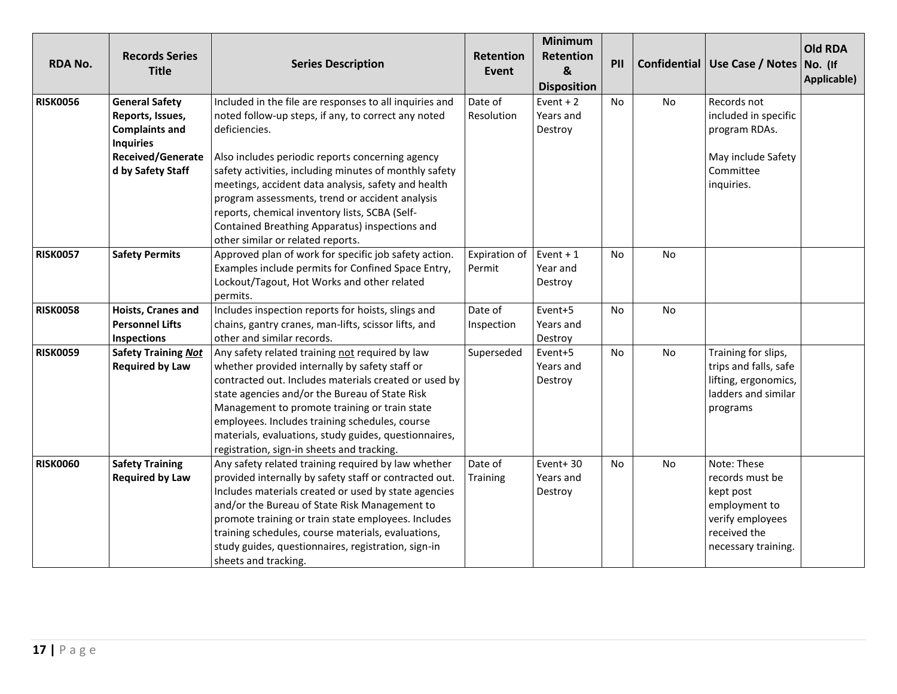| RDA No. | Records Series Title | Series Description | Retention Event | Minimum Retention & Disposition | PII | Confidential | Use Case / Notes | Old RDA No. (If Applicable) |
|---|---|---|---|---|---|---|---|---|
| **RISK0056** | **General Safety Reports, Issues, Complaints and Inquiries Received/Generated by Safety Staff** | Included in the file are responses to all inquiries and noted follow-up steps, if any, to correct any noted deficiencies.<br><br>Also includes periodic reports concerning agency safety activities, including minutes of monthly safety meetings, accident data analysis, safety and health program assessments, trend or accident analysis reports, chemical inventory lists, SCBA (Self-Contained Breathing Apparatus) inspections and other similar or related reports. | Date of Resolution | Event + 2 Years and Destroy | No | No | Records not included in specific program RDAs.<br><br>May include Safety Committee inquiries. | |
| **RISK0057** | **Safety Permits** | Approved plan of work for specific job safety action. Examples include permits for Confined Space Entry, Lockout/Tagout, Hot Works and other related permits. | Expiration of Permit | Event + 1 Year and Destroy | No | No | | |
| **RISK0058** | **Hoists, Cranes and Personnel Lifts Inspections** | Includes inspection reports for hoists, slings and chains, gantry cranes, man-lifts, scissor lifts, and other and similar records. | Date of Inspection | Event+5 Years and Destroy | No | No | | |
| **RISK0059** | **Safety Training *Not* Required by Law** | Any safety related training not required by law whether provided internally by safety staff or contracted out. Includes materials created or used by state agencies and/or the Bureau of State Risk Management to promote training or train state employees. Includes training schedules, course materials, evaluations, study guides, questionnaires, registration, sign-in sheets and tracking. | Superseded | Event+5 Years and Destroy | No | No | Training for slips, trips and falls, safe lifting, ergonomics, ladders and similar programs | |
| **RISK0060** | **Safety Training Required by Law** | Any safety related training required by law whether provided internally by safety staff or contracted out. Includes materials created or used by state agencies and/or the Bureau of State Risk Management to promote training or train state employees. Includes training schedules, course materials, evaluations, study guides, questionnaires, registration, sign-in sheets and tracking. | Date of Training | Event+ 30 Years and Destroy | No | No | Note: These records must be kept post employment to verify employees received the necessary training. | |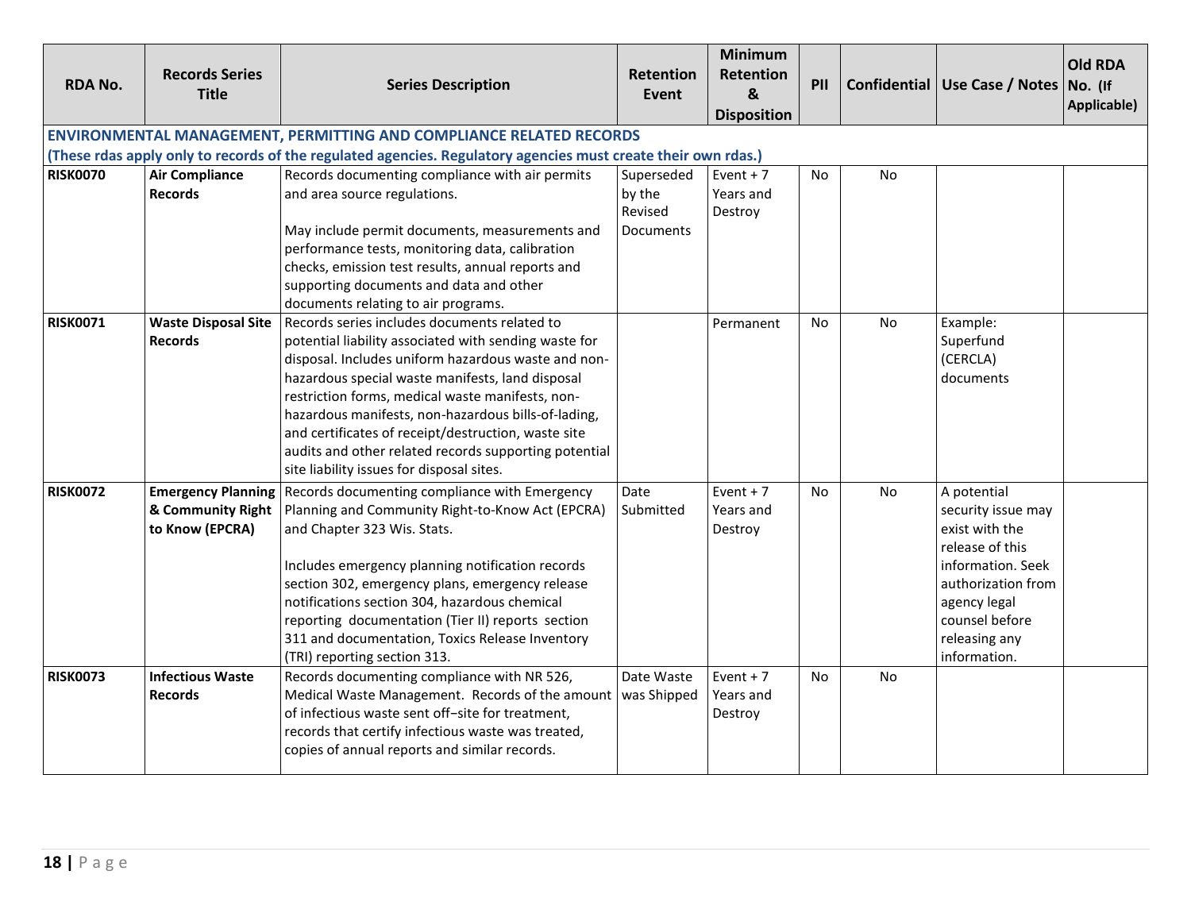| RDA No. | Records Series Title | Series Description | Retention Event | Minimum Retention & Disposition | PII | Confidential | Use Case / Notes | Old RDA No. (If Applicable) |
|---|---|---|---|---|---|---|---|---|
| **ENVIRONMENTAL MANAGEMENT, PERMITTING AND COMPLIANCE RELATED RECORDS (These rdas apply only to records of the regulated agencies. Regulatory agencies must create their own rdas.)** | | | | | | | | |
| **RISK0070** | **Air Compliance Records** | Records documenting compliance with air permits and area source regulations.<br><br>May include permit documents, measurements and performance tests, monitoring data, calibration checks, emission test results, annual reports and supporting documents and data and other documents relating to air programs. | Superseded by the Revised Documents | Event + 7 Years and Destroy | No | No | | |
| **RISK0071** | **Waste Disposal Site Records** | Records series includes documents related to potential liability associated with sending waste for disposal. Includes uniform hazardous waste and non-hazardous special waste manifests, land disposal restriction forms, medical waste manifests, non-hazardous manifests, non-hazardous bills-of-lading, and certificates of receipt/destruction, waste site audits and other related records supporting potential site liability issues for disposal sites. | | Permanent | No | No | Example: Superfund (CERCLA) documents | |
| **RISK0072** | **Emergency Planning & Community Right to Know (EPCRA)** | Records documenting compliance with Emergency Planning and Community Right-to-Know Act (EPCRA) and Chapter 323 Wis. Stats.<br><br>Includes emergency planning notification records section 302, emergency plans, emergency release notifications section 304, hazardous chemical reporting documentation (Tier II) reports section 311 and documentation, Toxics Release Inventory (TRI) reporting section 313. | Date Submitted | Event + 7 Years and Destroy | No | No | A potential security issue may exist with the release of this information. Seek authorization from agency legal counsel before releasing any information. | |
| **RISK0073** | **Infectious Waste Records** | Records documenting compliance with NR 526, Medical Waste Management. Records of the amount of infectious waste sent off-site for treatment, records that certify infectious waste was treated, copies of annual reports and similar records. | Date Waste was Shipped | Event + 7 Years and Destroy | No | No | | |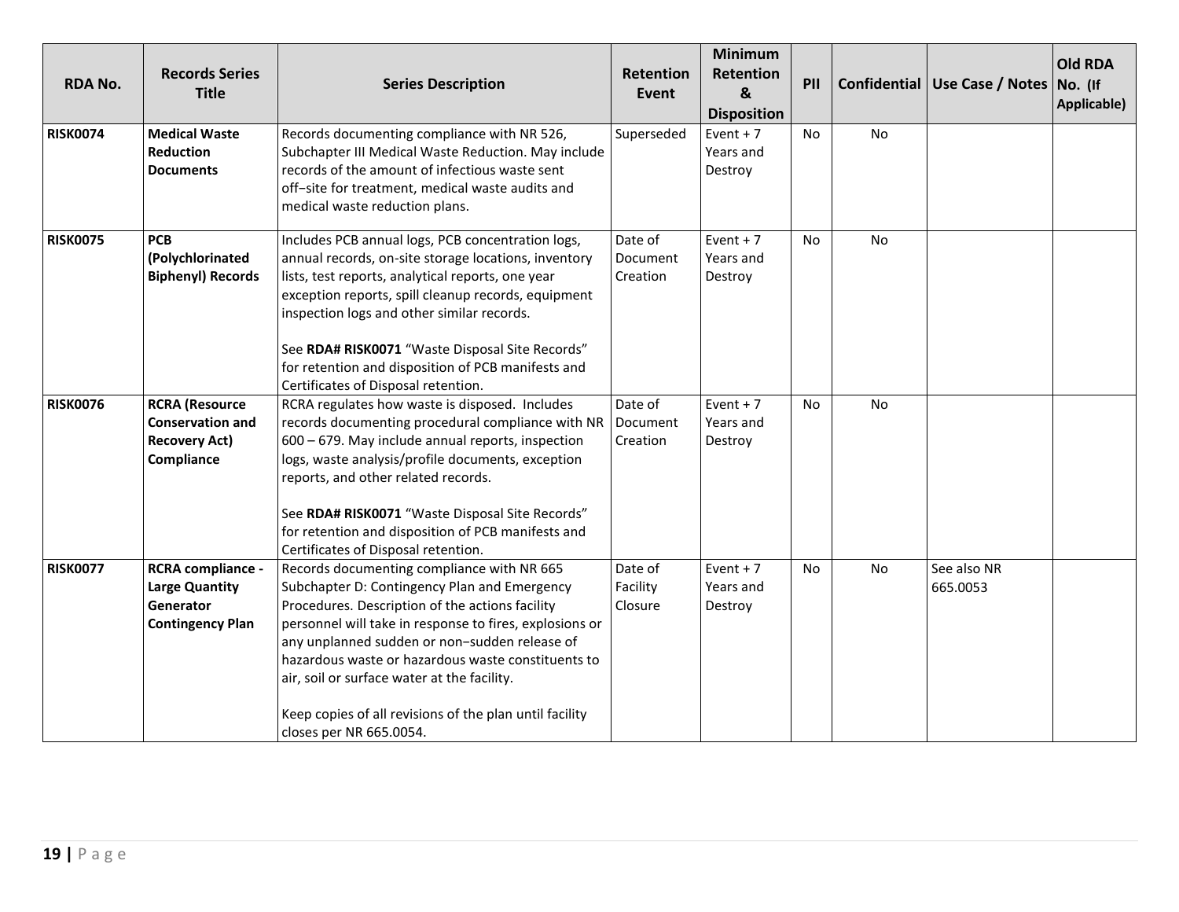| RDA No. | Records Series Title | Series Description | Retention Event | Minimum Retention & Disposition | PII | Confidential | Use Case / Notes | Old RDA No. (If Applicable) |
|---|---|---|---|---|---|---|---|---|
| **RISK0074** | **Medical Waste Reduction Documents** | Records documenting compliance with NR 526, Subchapter III Medical Waste Reduction. May include records of the amount of infectious waste sent off−site for treatment, medical waste audits and medical waste reduction plans. | Superseded | Event + 7 Years and Destroy | No | No | | |
| **RISK0075** | **PCB (Polychlorinated Biphenyl) Records** | Includes PCB annual logs, PCB concentration logs, annual records, on-site storage locations, inventory lists, test reports, analytical reports, one year exception reports, spill cleanup records, equipment inspection logs and other similar records.<br><br>See **RDA# RISK0071** "Waste Disposal Site Records" for retention and disposition of PCB manifests and Certificates of Disposal retention. | Date of Document Creation | Event + 7 Years and Destroy | No | No | | |
| **RISK0076** | **RCRA (Resource Conservation and Recovery Act) Compliance** | RCRA regulates how waste is disposed. Includes records documenting procedural compliance with NR 600 – 679. May include annual reports, inspection logs, waste analysis/profile documents, exception reports, and other related records.<br><br>See **RDA# RISK0071** "Waste Disposal Site Records" for retention and disposition of PCB manifests and Certificates of Disposal retention. | Date of Document Creation | Event + 7 Years and Destroy | No | No | | |
| **RISK0077** | **RCRA compliance - Large Quantity Generator Contingency Plan** | Records documenting compliance with NR 665 Subchapter D: Contingency Plan and Emergency Procedures. Description of the actions facility personnel will take in response to fires, explosions or any unplanned sudden or non−sudden release of hazardous waste or hazardous waste constituents to air, soil or surface water at the facility.<br><br>Keep copies of all revisions of the plan until facility closes per NR 665.0054. | Date of Facility Closure | Event + 7 Years and Destroy | No | No | See also NR 665.0053 | |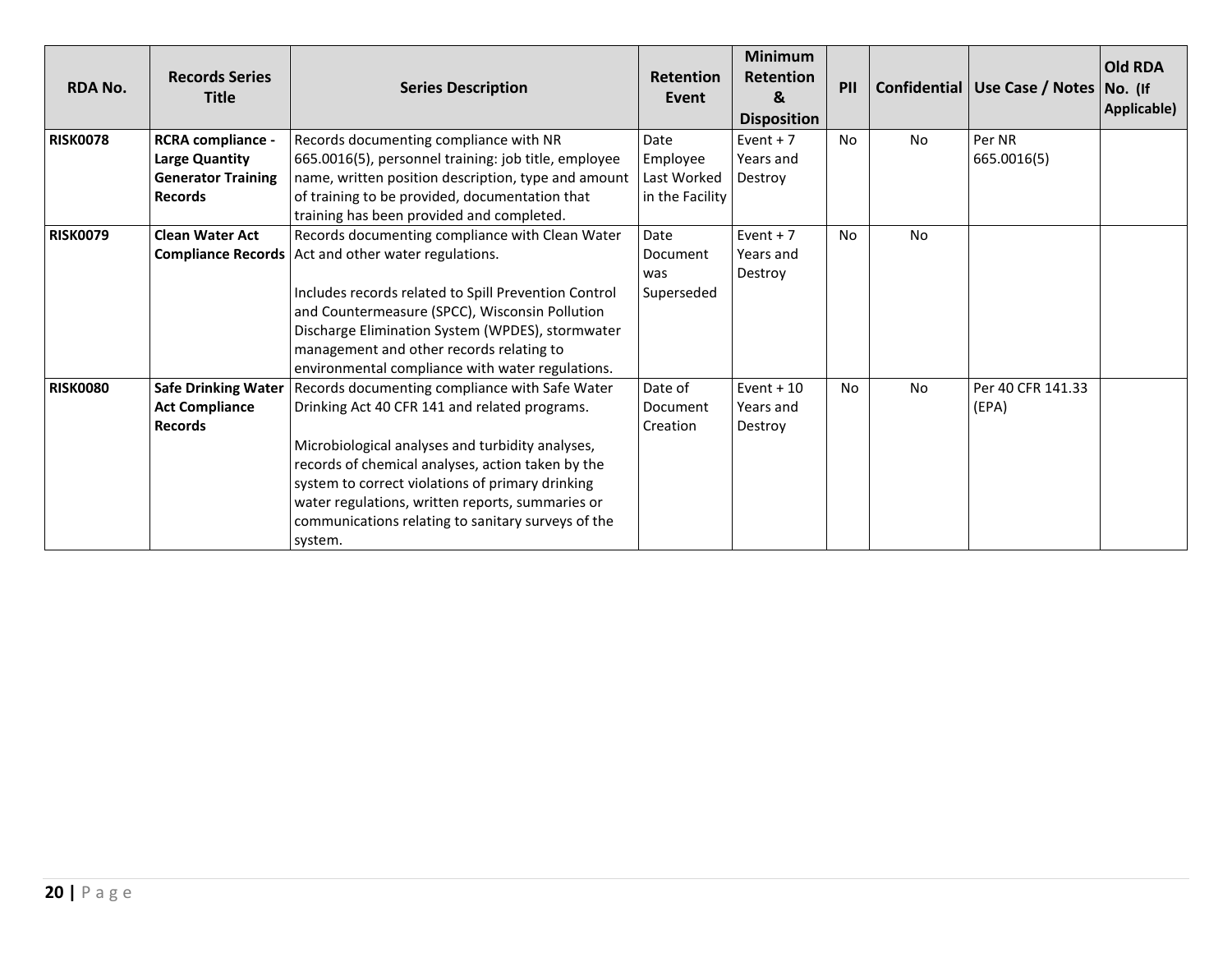| RDA No. | Records Series Title | Series Description | Retention Event | Minimum Retention & Disposition | PII | Confidential | Use Case / Notes | Old RDA No. (If Applicable) |
|---|---|---|---|---|---|---|---|---|
| **RISK0078** | **RCRA compliance - Large Quantity Generator Training Records** | Records documenting compliance with NR 665.0016(5), personnel training: job title, employee name, written position description, type and amount of training to be provided, documentation that training has been provided and completed. | Date Employee Last Worked in the Facility | Event + 7 Years and Destroy | No | No | Per NR 665.0016(5) | |
| **RISK0079** | **Clean Water Act Compliance Records** | Records documenting compliance with Clean Water Act and other water regulations.<br><br>Includes records related to Spill Prevention Control and Countermeasure (SPCC), Wisconsin Pollution Discharge Elimination System (WPDES), stormwater management and other records relating to environmental compliance with water regulations. | Date Document was Superseded | Event + 7 Years and Destroy | No | No | | |
| **RISK0080** | **Safe Drinking Water Act Compliance Records** | Records documenting compliance with Safe Water Drinking Act 40 CFR 141 and related programs.<br><br>Microbiological analyses and turbidity analyses, records of chemical analyses, action taken by the system to correct violations of primary drinking water regulations, written reports, summaries or communications relating to sanitary surveys of the system. | Date of Document Creation | Event + 10 Years and Destroy | No | No | Per 40 CFR 141.33 (EPA) | |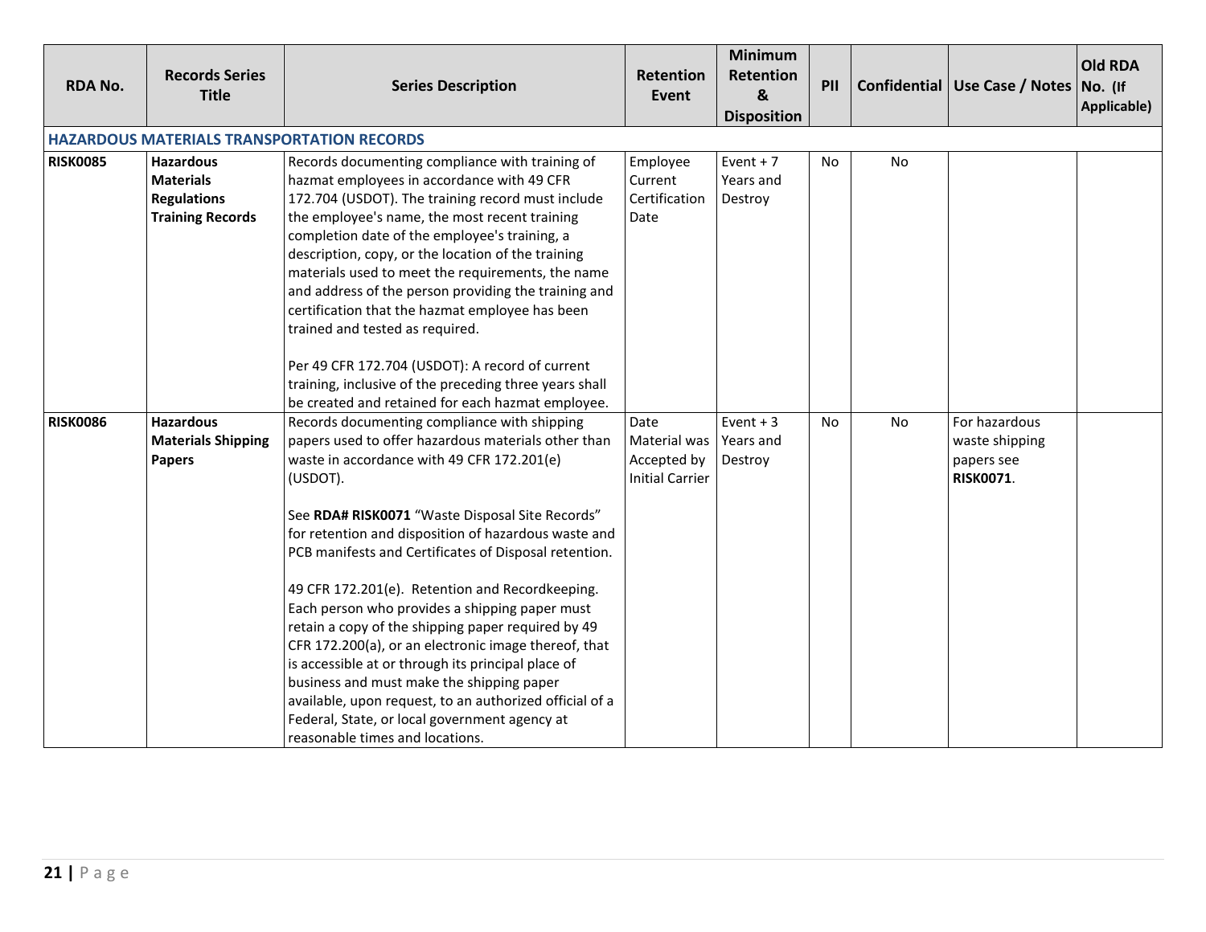| RDA No. | Records Series Title | Series Description | Retention Event | Minimum Retention & Disposition | PII | Confidential | Use Case / Notes | Old RDA No. (If Applicable) |
|---|---|---|---|---|---|---|---|---|
| **HAZARDOUS MATERIALS TRANSPORTATION RECORDS** | | | | | | | | |
| **RISK0085** | **Hazardous Materials Regulations Training Records** | Records documenting compliance with training of hazmat employees in accordance with 49 CFR 172.704 (USDOT). The training record must include the employee's name, the most recent training completion date of the employee's training, a description, copy, or the location of the training materials used to meet the requirements, the name and address of the person providing the training and certification that the hazmat employee has been trained and tested as required.<br><br>Per 49 CFR 172.704 (USDOT): A record of current training, inclusive of the preceding three years shall be created and retained for each hazmat employee. | Employee Current Certification Date | Event + 7 Years and Destroy | No | No | | |
| **RISK0086** | **Hazardous Materials Shipping Papers** | Records documenting compliance with shipping papers used to offer hazardous materials other than waste in accordance with 49 CFR 172.201(e) (USDOT).<br><br>See **RDA# RISK0071** "Waste Disposal Site Records" for retention and disposition of hazardous waste and PCB manifests and Certificates of Disposal retention.<br><br>49 CFR 172.201(e). Retention and Recordkeeping. Each person who provides a shipping paper must retain a copy of the shipping paper required by 49 CFR 172.200(a), or an electronic image thereof, that is accessible at or through its principal place of business and must make the shipping paper available, upon request, to an authorized official of a Federal, State, or local government agency at reasonable times and locations. | Date Material was Accepted by Initial Carrier | Event + 3 Years and Destroy | No | No | For hazardous waste shipping papers see **RISK0071**. | |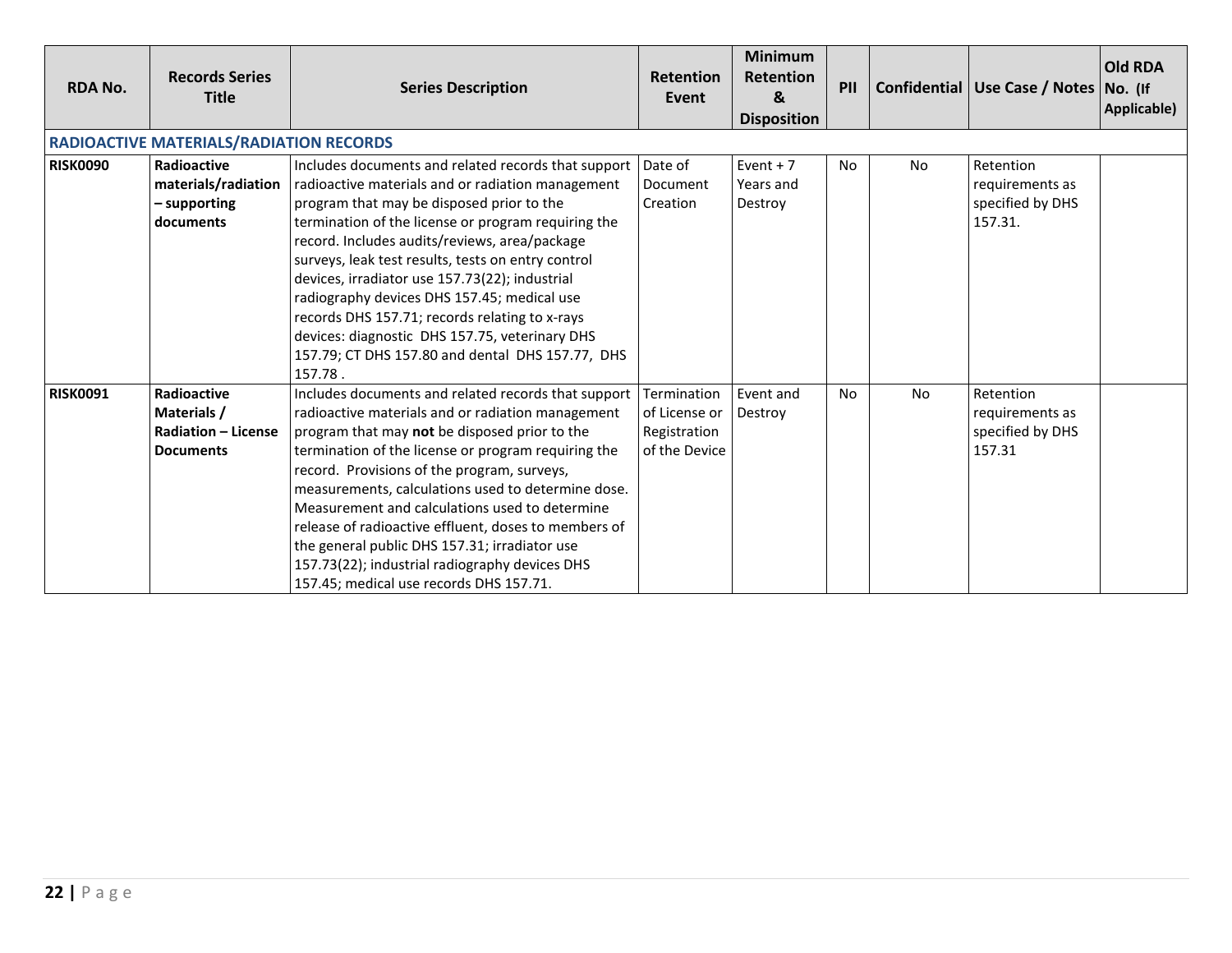| RDA No. | Records Series Title | Series Description | Retention Event | Minimum Retention & Disposition | PII | Confidential | Use Case / Notes | Old RDA No. (If Applicable) |
|---|---|---|---|---|---|---|---|---|
| **RADIOACTIVE MATERIALS/RADIATION RECORDS** | | | | | | | | |
| **RISK0090** | **Radioactive materials/radiation – supporting documents** | Includes documents and related records that support radioactive materials and or radiation management program that may be disposed prior to the termination of the license or program requiring the record. Includes audits/reviews, area/package surveys, leak test results, tests on entry control devices, irradiator use 157.73(22); industrial radiography devices DHS 157.45; medical use records DHS 157.71; records relating to x-rays devices: diagnostic DHS 157.75, veterinary DHS 157.79; CT DHS 157.80 and dental DHS 157.77, DHS 157.78 . | Date of Document Creation | Event + 7 Years and Destroy | No | No | Retention requirements as specified by DHS 157.31. | |
| **RISK0091** | **Radioactive Materials / Radiation – License Documents** | Includes documents and related records that support radioactive materials and or radiation management program that may **not** be disposed prior to the termination of the license or program requiring the record. Provisions of the program, surveys, measurements, calculations used to determine dose. Measurement and calculations used to determine release of radioactive effluent, doses to members of the general public DHS 157.31; irradiator use 157.73(22); industrial radiography devices DHS 157.45; medical use records DHS 157.71. | Termination of License or Registration of the Device | Event and Destroy | No | No | Retention requirements as specified by DHS 157.31 | |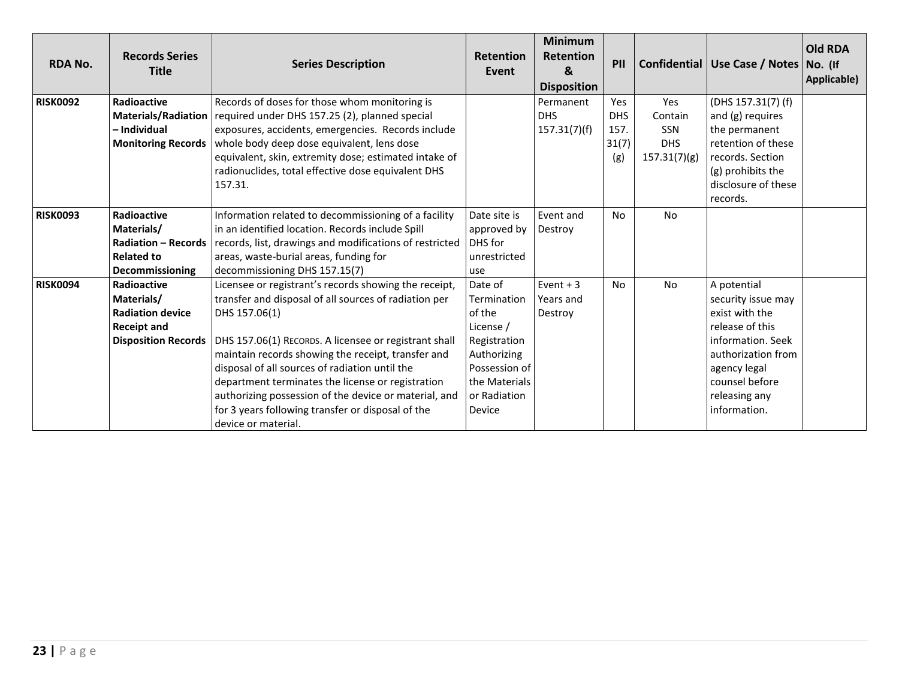| RDA No. | Records Series Title | Series Description | Retention Event | Minimum Retention & Disposition | PII | Confidential | Use Case / Notes | Old RDA No. (If Applicable) |
|---|---|---|---|---|---|---|---|---|
| **RISK0092** | **Radioactive Materials/Radiation – Individual Monitoring Records** | Records of doses for those whom monitoring is required under DHS 157.25 (2), planned special exposures, accidents, emergencies. Records include whole body deep dose equivalent, lens dose equivalent, skin, extremity dose; estimated intake of radionuclides, total effective dose equivalent DHS 157.31. | | Permanent DHS 157.31(7)(f) | Yes DHS 157. 31(7) (g) | Yes Contain SSN DHS 157.31(7)(g) | (DHS 157.31(7) (f) and (g) requires the permanent retention of these records. Section (g) prohibits the disclosure of these records. | |
| **RISK0093** | **Radioactive Materials/ Radiation – Records Related to Decommissioning** | Information related to decommissioning of a facility in an identified location. Records include Spill records, list, drawings and modifications of restricted areas, waste-burial areas, funding for decommissioning DHS 157.15(7) | Date site is approved by DHS for unrestricted use | Event and Destroy | No | No | | |
| **RISK0094** | **Radioactive Materials/ Radiation device Receipt and Disposition Records** | Licensee or registrant's records showing the receipt, transfer and disposal of all sources of radiation per DHS 157.06(1)<br><br>DHS 157.06(1) RECORDS. A licensee or registrant shall maintain records showing the receipt, transfer and disposal of all sources of radiation until the department terminates the license or registration authorizing possession of the device or material, and for 3 years following transfer or disposal of the device or material. | Date of Termination of the License / Registration Authorizing Possession of the Materials or Radiation Device | Event + 3 Years and Destroy | No | No | A potential security issue may exist with the release of this information. Seek authorization from agency legal counsel before releasing any information. | |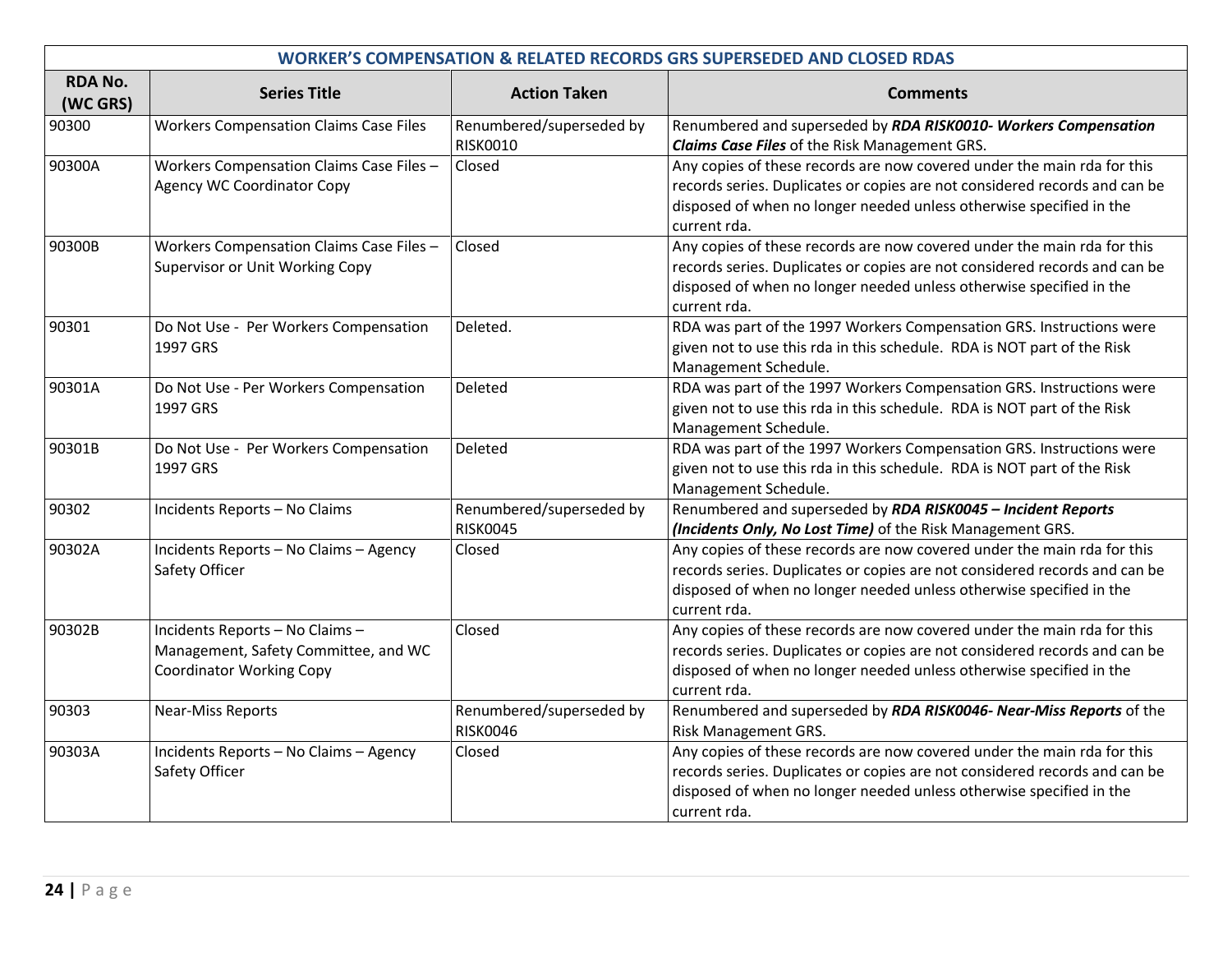| WORKER'S COMPENSATION & RELATED RECORDS GRS SUPERSEDED AND CLOSED RDAS | | | |
|---|---|---|---|
| **RDA No. (WC GRS)** | **Series Title** | **Action Taken** | **Comments** |
| 90300 | Workers Compensation Claims Case Files | Renumbered/superseded by RISK0010 | Renumbered and superseded by ***RDA RISK0010- Workers Compensation Claims Case Files*** of the Risk Management GRS. |
| 90300A | Workers Compensation Claims Case Files – Agency WC Coordinator Copy | Closed | Any copies of these records are now covered under the main rda for this records series. Duplicates or copies are not considered records and can be disposed of when no longer needed unless otherwise specified in the current rda. |
| 90300B | Workers Compensation Claims Case Files – Supervisor or Unit Working Copy | Closed | Any copies of these records are now covered under the main rda for this records series. Duplicates or copies are not considered records and can be disposed of when no longer needed unless otherwise specified in the current rda. |
| 90301 | Do Not Use - Per Workers Compensation 1997 GRS | Deleted. | RDA was part of the 1997 Workers Compensation GRS. Instructions were given not to use this rda in this schedule. RDA is NOT part of the Risk Management Schedule. |
| 90301A | Do Not Use - Per Workers Compensation 1997 GRS | Deleted | RDA was part of the 1997 Workers Compensation GRS. Instructions were given not to use this rda in this schedule. RDA is NOT part of the Risk Management Schedule. |
| 90301B | Do Not Use - Per Workers Compensation 1997 GRS | Deleted | RDA was part of the 1997 Workers Compensation GRS. Instructions were given not to use this rda in this schedule. RDA is NOT part of the Risk Management Schedule. |
| 90302 | Incidents Reports – No Claims | Renumbered/superseded by RISK0045 | Renumbered and superseded by ***RDA RISK0045 – Incident Reports (Incidents Only, No Lost Time)*** of the Risk Management GRS. |
| 90302A | Incidents Reports – No Claims – Agency Safety Officer | Closed | Any copies of these records are now covered under the main rda for this records series. Duplicates or copies are not considered records and can be disposed of when no longer needed unless otherwise specified in the current rda. |
| 90302B | Incidents Reports – No Claims – Management, Safety Committee, and WC Coordinator Working Copy | Closed | Any copies of these records are now covered under the main rda for this records series. Duplicates or copies are not considered records and can be disposed of when no longer needed unless otherwise specified in the current rda. |
| 90303 | Near-Miss Reports | Renumbered/superseded by RISK0046 | Renumbered and superseded by ***RDA RISK0046- Near-Miss Reports*** of the Risk Management GRS. |
| 90303A | Incidents Reports – No Claims – Agency Safety Officer | Closed | Any copies of these records are now covered under the main rda for this records series. Duplicates or copies are not considered records and can be disposed of when no longer needed unless otherwise specified in the current rda. |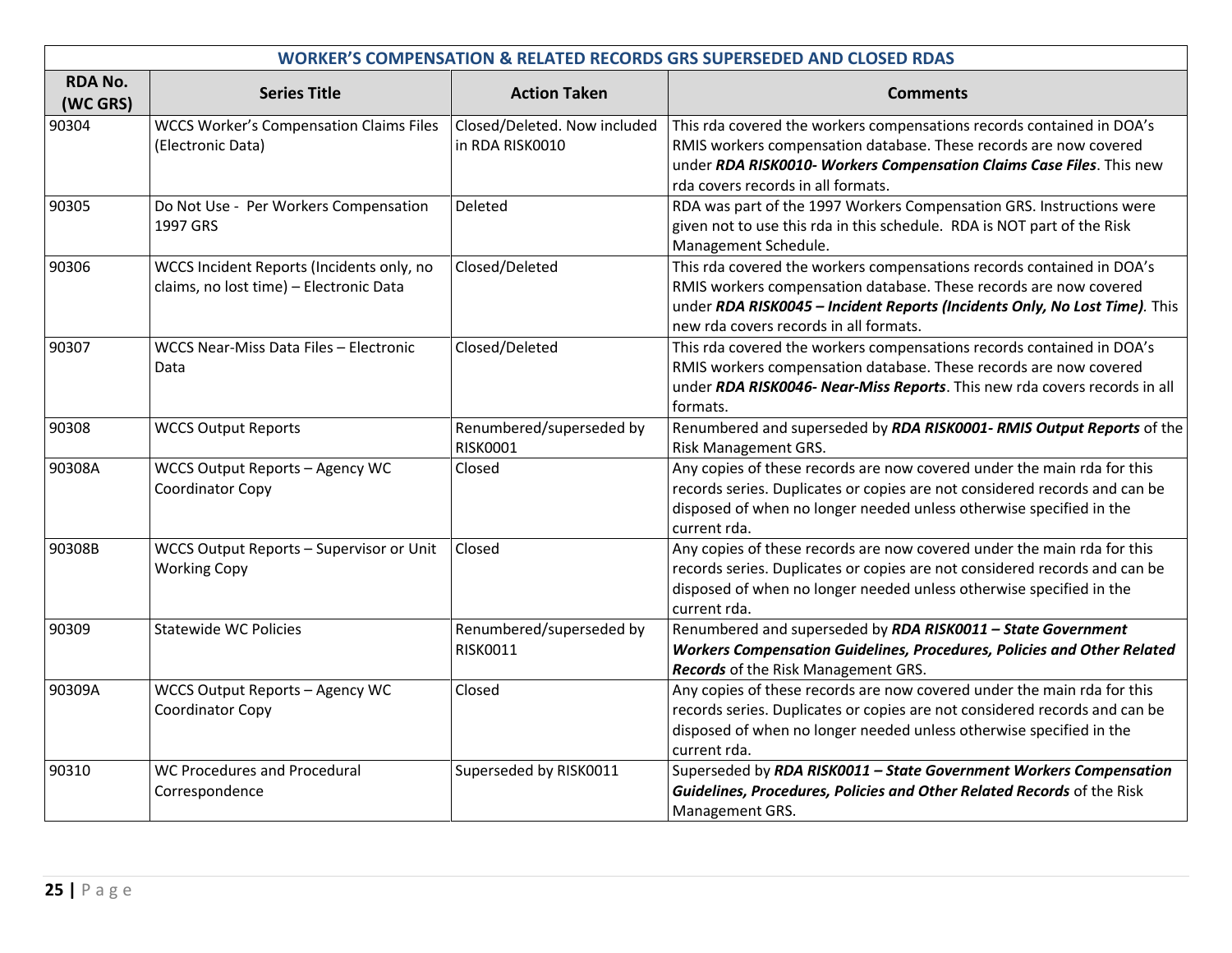| WORKER'S COMPENSATION & RELATED RECORDS GRS SUPERSEDED AND CLOSED RDAS | | | |
|---|---|---|---|
| **RDA No. (WC GRS)** | **Series Title** | **Action Taken** | **Comments** |
| 90304 | WCCS Worker's Compensation Claims Files (Electronic Data) | Closed/Deleted. Now included in RDA RISK0010 | This rda covered the workers compensations records contained in DOA's RMIS workers compensation database. These records are now covered under ***RDA RISK0010- Workers Compensation Claims Case Files***. This new rda covers records in all formats. |
| 90305 | Do Not Use - Per Workers Compensation 1997 GRS | Deleted | RDA was part of the 1997 Workers Compensation GRS. Instructions were given not to use this rda in this schedule. RDA is NOT part of the Risk Management Schedule. |
| 90306 | WCCS Incident Reports (Incidents only, no claims, no lost time) – Electronic Data | Closed/Deleted | This rda covered the workers compensations records contained in DOA's RMIS workers compensation database. These records are now covered under ***RDA RISK0045 – Incident Reports (Incidents Only, No Lost Time)***. This new rda covers records in all formats. |
| 90307 | WCCS Near-Miss Data Files – Electronic Data | Closed/Deleted | This rda covered the workers compensations records contained in DOA's RMIS workers compensation database. These records are now covered under ***RDA RISK0046- Near-Miss Reports***. This new rda covers records in all formats. |
| 90308 | WCCS Output Reports | Renumbered/superseded by RISK0001 | Renumbered and superseded by ***RDA RISK0001- RMIS Output Reports*** of the Risk Management GRS. |
| 90308A | WCCS Output Reports – Agency WC Coordinator Copy | Closed | Any copies of these records are now covered under the main rda for this records series. Duplicates or copies are not considered records and can be disposed of when no longer needed unless otherwise specified in the current rda. |
| 90308B | WCCS Output Reports – Supervisor or Unit Working Copy | Closed | Any copies of these records are now covered under the main rda for this records series. Duplicates or copies are not considered records and can be disposed of when no longer needed unless otherwise specified in the current rda. |
| 90309 | Statewide WC Policies | Renumbered/superseded by RISK0011 | Renumbered and superseded by ***RDA RISK0011 – State Government Workers Compensation Guidelines, Procedures, Policies and Other Related Records*** of the Risk Management GRS. |
| 90309A | WCCS Output Reports – Agency WC Coordinator Copy | Closed | Any copies of these records are now covered under the main rda for this records series. Duplicates or copies are not considered records and can be disposed of when no longer needed unless otherwise specified in the current rda. |
| 90310 | WC Procedures and Procedural Correspondence | Superseded by RISK0011 | Superseded by ***RDA RISK0011 – State Government Workers Compensation Guidelines, Procedures, Policies and Other Related Records*** of the Risk Management GRS. |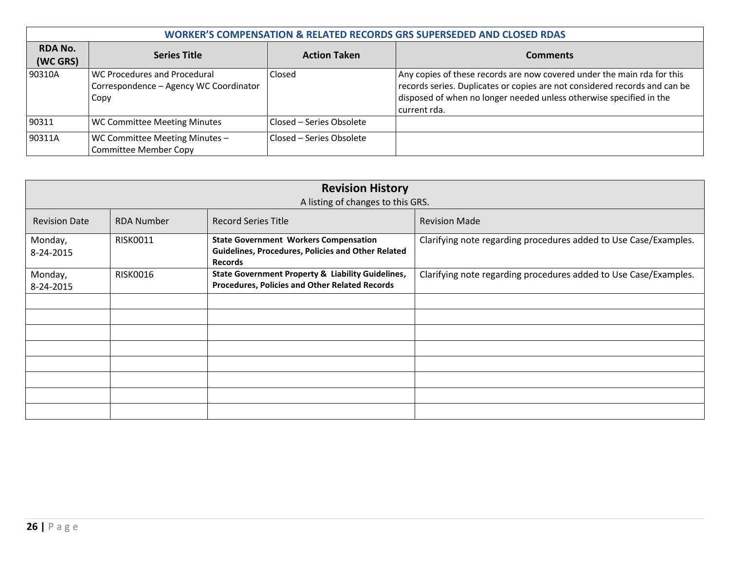| WORKER'S COMPENSATION & RELATED RECORDS GRS SUPERSEDED AND CLOSED RDAS | | | |
|---|---|---|---|
| **RDA No. (WC GRS)** | **Series Title** | **Action Taken** | **Comments** |
| 90310A | WC Procedures and Procedural Correspondence – Agency WC Coordinator Copy | Closed | Any copies of these records are now covered under the main rda for this records series. Duplicates or copies are not considered records and can be disposed of when no longer needed unless otherwise specified in the current rda. |
| 90311 | WC Committee Meeting Minutes | Closed – Series Obsolete | |
| 90311A | WC Committee Meeting Minutes – Committee Member Copy | Closed – Series Obsolete | |

## Revision History

A listing of changes to this GRS.

| Revision Date | RDA Number | Record Series Title | Revision Made |
|---|---|---|---|
| Monday, 8-24-2015 | RISK0011 | **State Government Workers Compensation Guidelines, Procedures, Policies and Other Related Records** | Clarifying note regarding procedures added to Use Case/Examples. |
| Monday, 8-24-2015 | RISK0016 | **State Government Property & Liability Guidelines, Procedures, Policies and Other Related Records** | Clarifying note regarding procedures added to Use Case/Examples. |
| | | | |
| | | | |
| | | | |
| | | | |
| | | | |
| | | | |
| | | | |
| | | | |